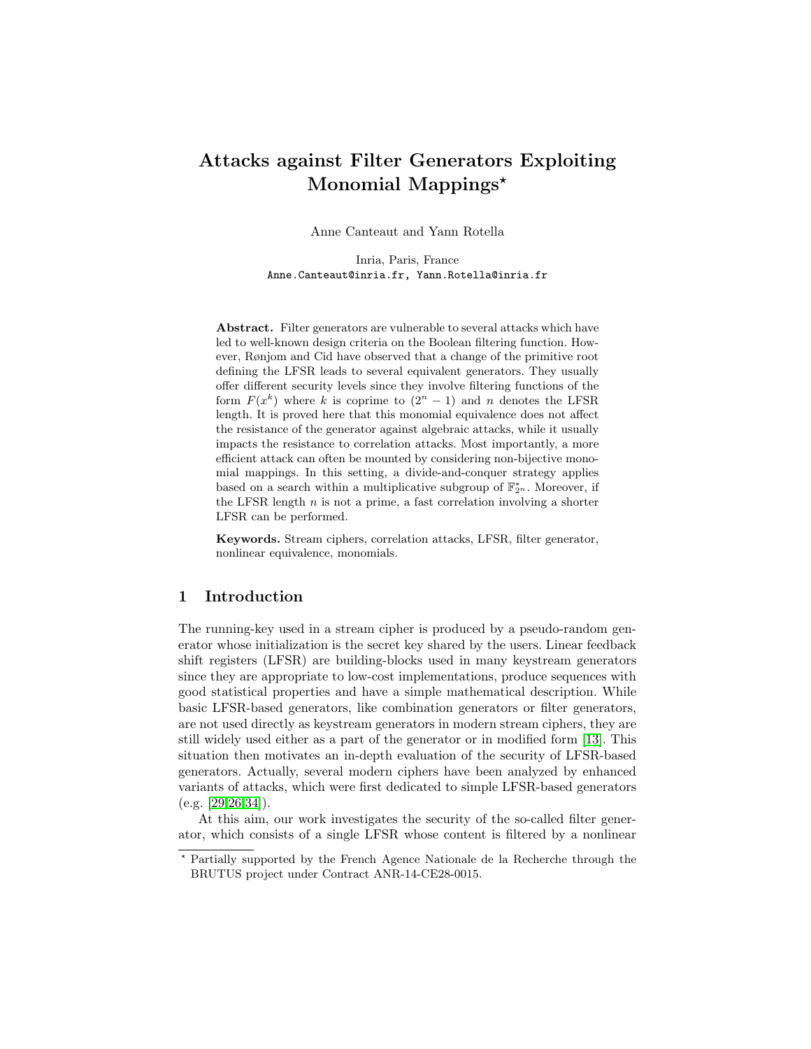# Attacks against Filter Generators Exploiting Monomial Mappings*

Anne Canteaut and Yann Rotella

Inria, Paris, France
Anne.Canteaut@inria.fr, Yann.Rotella@inria.fr

**Abstract.** Filter generators are vulnerable to several attacks which have led to well-known design criteria on the Boolean filtering function. However, Rønjom and Cid have observed that a change of the primitive root defining the LFSR leads to several equivalent generators. They usually offer different security levels since they involve filtering functions of the form $F(x^k)$ where $k$ is coprime to $(2^n - 1)$ and $n$ denotes the LFSR length. It is proved here that this monomial equivalence does not affect the resistance of the generator against algebraic attacks, while it usually impacts the resistance to correlation attacks. Most importantly, a more efficient attack can often be mounted by considering non-bijective monomial mappings. In this setting, a divide-and-conquer strategy applies based on a search within a multiplicative subgroup of $\mathbb{F}_{2^n}^*$. Moreover, if the LFSR length $n$ is not a prime, a fast correlation involving a shorter LFSR can be performed.

**Keywords.** Stream ciphers, correlation attacks, LFSR, filter generator, nonlinear equivalence, monomials.

## 1 Introduction

The running-key used in a stream cipher is produced by a pseudo-random generator whose initialization is the secret key shared by the users. Linear feedback shift registers (LFSR) are building-blocks used in many keystream generators since they are appropriate to low-cost implementations, produce sequences with good statistical properties and have a simple mathematical description. While basic LFSR-based generators, like combination generators or filter generators, are not used directly as keystream generators in modern stream ciphers, they are still widely used either as a part of the generator or in modified form [13]. This situation then motivates an in-depth evaluation of the security of LFSR-based generators. Actually, several modern ciphers have been analyzed by enhanced variants of attacks, which were first dedicated to simple LFSR-based generators (e.g. [29,26,34]).

At this aim, our work investigates the security of the so-called filter generator, which consists of a single LFSR whose content is filtered by a nonlinear

* Partially supported by the French Agence Nationale de la Recherche through the BRUTUS project under Contract ANR-14-CE28-0015.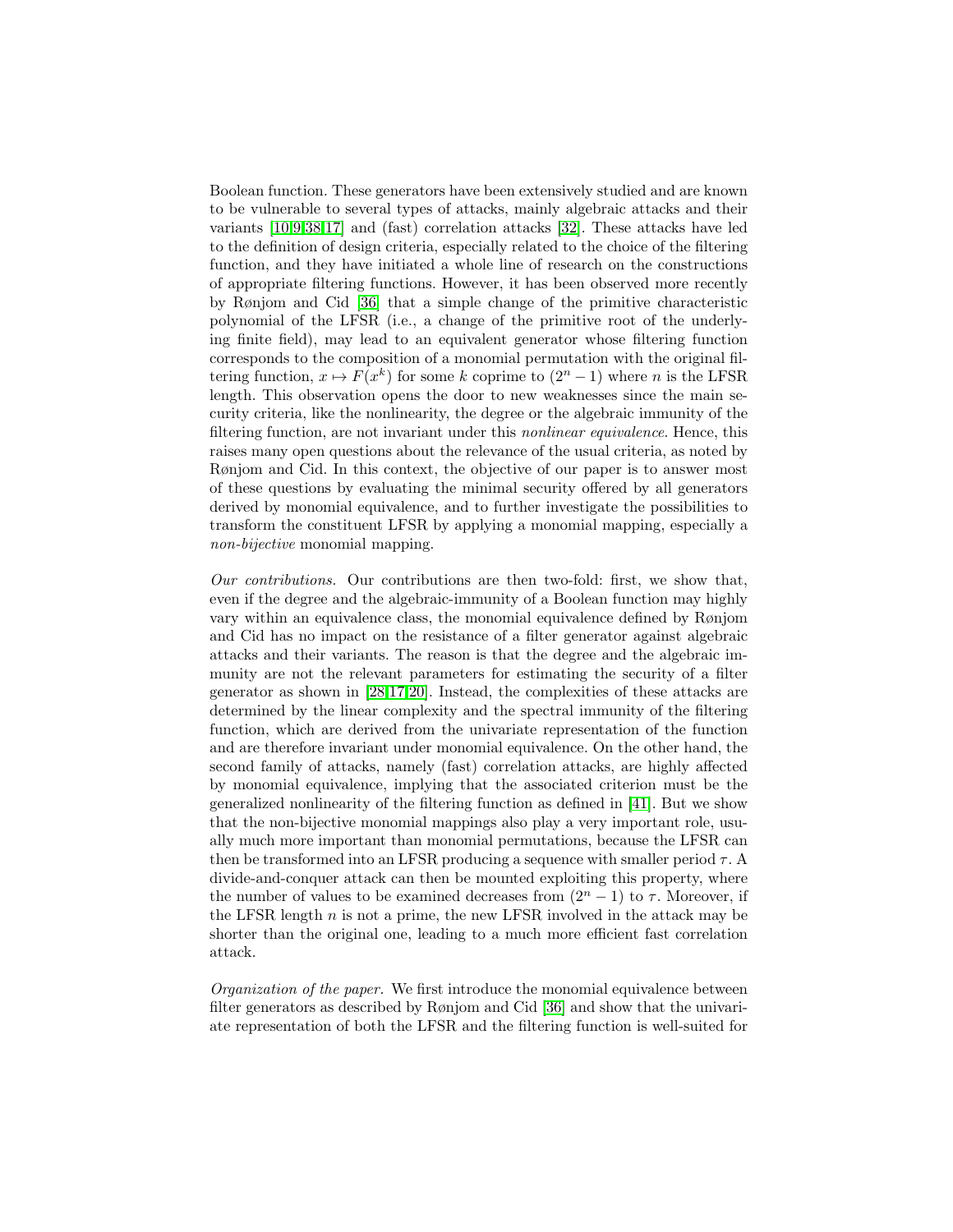Boolean function. These generators have been extensively studied and are known to be vulnerable to several types of attacks, mainly algebraic attacks and their variants [10,9,38,17] and (fast) correlation attacks [32]. These attacks have led to the definition of design criteria, especially related to the choice of the filtering function, and they have initiated a whole line of research on the constructions of appropriate filtering functions. However, it has been observed more recently by Rønjom and Cid [36] that a simple change of the primitive characteristic polynomial of the LFSR (i.e., a change of the primitive root of the underlying finite field), may lead to an equivalent generator whose filtering function corresponds to the composition of a monomial permutation with the original filtering function, $x \mapsto F(x^k)$ for some $k$ coprime to $(2^n - 1)$ where $n$ is the LFSR length. This observation opens the door to new weaknesses since the main security criteria, like the nonlinearity, the degree or the algebraic immunity of the filtering function, are not invariant under this *nonlinear equivalence*. Hence, this raises many open questions about the relevance of the usual criteria, as noted by Rønjom and Cid. In this context, the objective of our paper is to answer most of these questions by evaluating the minimal security offered by all generators derived by monomial equivalence, and to further investigate the possibilities to transform the constituent LFSR by applying a monomial mapping, especially a *non-bijective* monomial mapping.

*Our contributions.* Our contributions are then two-fold: first, we show that, even if the degree and the algebraic-immunity of a Boolean function may highly vary within an equivalence class, the monomial equivalence defined by Rønjom and Cid has no impact on the resistance of a filter generator against algebraic attacks and their variants. The reason is that the degree and the algebraic immunity are not the relevant parameters for estimating the security of a filter generator as shown in [28,17,20]. Instead, the complexities of these attacks are determined by the linear complexity and the spectral immunity of the filtering function, which are derived from the univariate representation of the function and are therefore invariant under monomial equivalence. On the other hand, the second family of attacks, namely (fast) correlation attacks, are highly affected by monomial equivalence, implying that the associated criterion must be the generalized nonlinearity of the filtering function as defined in [41]. But we show that the non-bijective monomial mappings also play a very important role, usually much more important than monomial permutations, because the LFSR can then be transformed into an LFSR producing a sequence with smaller period $\tau$. A divide-and-conquer attack can then be mounted exploiting this property, where the number of values to be examined decreases from $(2^n - 1)$ to $\tau$. Moreover, if the LFSR length $n$ is not a prime, the new LFSR involved in the attack may be shorter than the original one, leading to a much more efficient fast correlation attack.

*Organization of the paper.* We first introduce the monomial equivalence between filter generators as described by Rønjom and Cid [36] and show that the univariate representation of both the LFSR and the filtering function is well-suited for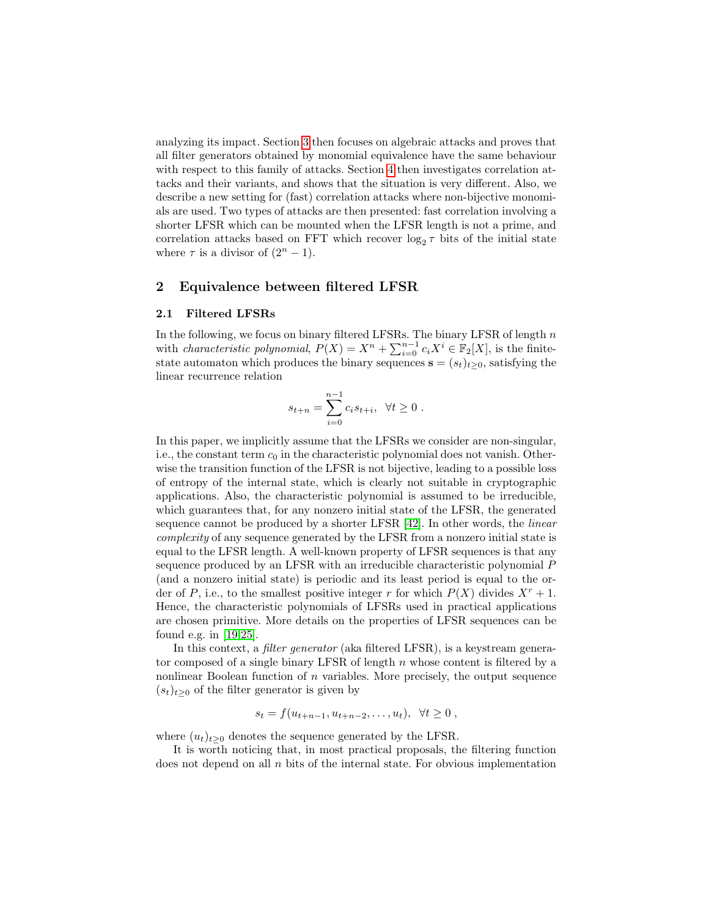analyzing its impact. Section 3 then focuses on algebraic attacks and proves that all filter generators obtained by monomial equivalence have the same behaviour with respect to this family of attacks. Section 4 then investigates correlation attacks and their variants, and shows that the situation is very different. Also, we describe a new setting for (fast) correlation attacks where non-bijective monomials are used. Two types of attacks are then presented: fast correlation involving a shorter LFSR which can be mounted when the LFSR length is not a prime, and correlation attacks based on FFT which recover $\log_2 \tau$ bits of the initial state where $\tau$ is a divisor of $(2^n - 1)$.

## 2 Equivalence between filtered LFSR

### 2.1 Filtered LFSRs

In the following, we focus on binary filtered LFSRs. The binary LFSR of length $n$ with *characteristic polynomial*, $P(X) = X^n + \sum_{i=0}^{n-1} c_i X^i \in \mathbb{F}_2[X]$, is the finite-state automaton which produces the binary sequences $\mathbf{s} = (s_t)_{t \geq 0}$, satisfying the linear recurrence relation

$$s_{t+n} = \sum_{i=0}^{n-1} c_i s_{t+i}, \ \ \forall t \geq 0 \ .$$

In this paper, we implicitly assume that the LFSRs we consider are non-singular, i.e., the constant term $c_0$ in the characteristic polynomial does not vanish. Otherwise the transition function of the LFSR is not bijective, leading to a possible loss of entropy of the internal state, which is clearly not suitable in cryptographic applications. Also, the characteristic polynomial is assumed to be irreducible, which guarantees that, for any nonzero initial state of the LFSR, the generated sequence cannot be produced by a shorter LFSR [42]. In other words, the *linear complexity* of any sequence generated by the LFSR from a nonzero initial state is equal to the LFSR length. A well-known property of LFSR sequences is that any sequence produced by an LFSR with an irreducible characteristic polynomial $P$ (and a nonzero initial state) is periodic and its least period is equal to the order of $P$, i.e., to the smallest positive integer $r$ for which $P(X)$ divides $X^r + 1$. Hence, the characteristic polynomials of LFSRs used in practical applications are chosen primitive. More details on the properties of LFSR sequences can be found e.g. in [19,25].

In this context, a *filter generator* (aka filtered LFSR), is a keystream generator composed of a single binary LFSR of length $n$ whose content is filtered by a nonlinear Boolean function of $n$ variables. More precisely, the output sequence $(s_t)_{t \geq 0}$ of the filter generator is given by

$$s_t = f(u_{t+n-1}, u_{t+n-2}, \ldots, u_t), \ \ \forall t \geq 0 \ ,$$

where $(u_t)_{t \geq 0}$ denotes the sequence generated by the LFSR.

It is worth noticing that, in most practical proposals, the filtering function does not depend on all $n$ bits of the internal state. For obvious implementation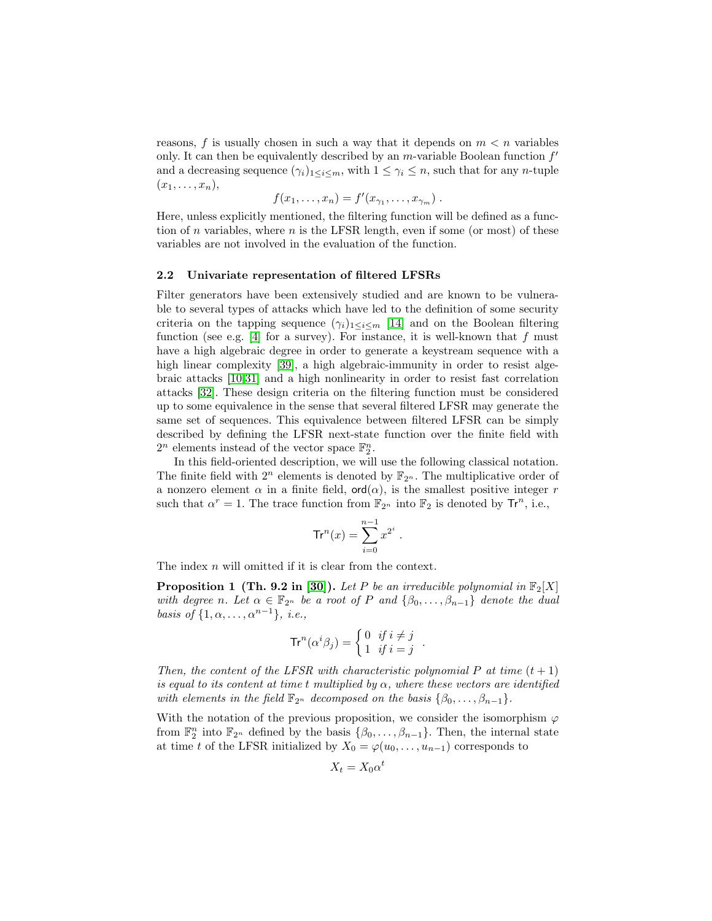reasons, $f$ is usually chosen in such a way that it depends on $m < n$ variables only. It can then be equivalently described by an $m$-variable Boolean function $f'$ and a decreasing sequence $(\gamma_i)_{1\leq i\leq m}$, with $1 \leq \gamma_i \leq n$, such that for any $n$-tuple $(x_1, \ldots, x_n)$,

$$f(x_1, \ldots, x_n) = f'(x_{\gamma_1}, \ldots, x_{\gamma_m}) .$$

Here, unless explicitly mentioned, the filtering function will be defined as a function of $n$ variables, where $n$ is the LFSR length, even if some (or most) of these variables are not involved in the evaluation of the function.

### 2.2 Univariate representation of filtered LFSRs

Filter generators have been extensively studied and are known to be vulnerable to several types of attacks which have led to the definition of some security criteria on the tapping sequence $(\gamma_i)_{1\leq i\leq m}$ [14] and on the Boolean filtering function (see e.g. [4] for a survey). For instance, it is well-known that $f$ must have a high algebraic degree in order to generate a keystream sequence with a high linear complexity [39], a high algebraic-immunity in order to resist algebraic attacks [10,31] and a high nonlinearity in order to resist fast correlation attacks [32]. These design criteria on the filtering function must be considered up to some equivalence in the sense that several filtered LFSR may generate the same set of sequences. This equivalence between filtered LFSR can be simply described by defining the LFSR next-state function over the finite field with $2^n$ elements instead of the vector space $\mathbb{F}_2^n$.

In this field-oriented description, we will use the following classical notation. The finite field with $2^n$ elements is denoted by $\mathbb{F}_{2^n}$. The multiplicative order of a nonzero element $\alpha$ in a finite field, $\mathsf{ord}(\alpha)$, is the smallest positive integer $r$ such that $\alpha^r = 1$. The trace function from $\mathbb{F}_{2^n}$ into $\mathbb{F}_2$ is denoted by $\mathsf{Tr}^n$, i.e.,

$$\mathsf{Tr}^n(x) = \sum_{i=0}^{n-1} x^{2^i} .$$

The index $n$ will omitted if it is clear from the context.

**Proposition 1 (Th. 9.2 in [30]).** *Let $P$ be an irreducible polynomial in $\mathbb{F}_2[X]$ with degree $n$. Let $\alpha \in \mathbb{F}_{2^n}$ be a root of $P$ and $\{\beta_0, \ldots, \beta_{n-1}\}$ denote the dual basis of $\{1, \alpha, \ldots, \alpha^{n-1}\}$, i.e.,*

$$\mathsf{Tr}^n(\alpha^i \beta_j) = \begin{cases} 0 & \text{if } i \neq j \\ 1 & \text{if } i = j \end{cases} .$$

*Then, the content of the LFSR with characteristic polynomial $P$ at time $(t+1)$ is equal to its content at time $t$ multiplied by $\alpha$, where these vectors are identified with elements in the field $\mathbb{F}_{2^n}$ decomposed on the basis $\{\beta_0, \ldots, \beta_{n-1}\}$.*

With the notation of the previous proposition, we consider the isomorphism $\varphi$ from $\mathbb{F}_2^n$ into $\mathbb{F}_{2^n}$ defined by the basis $\{\beta_0, \ldots, \beta_{n-1}\}$. Then, the internal state at time $t$ of the LFSR initialized by $X_0 = \varphi(u_0, \ldots, u_{n-1})$ corresponds to

$$X_t = X_0 \alpha^t$$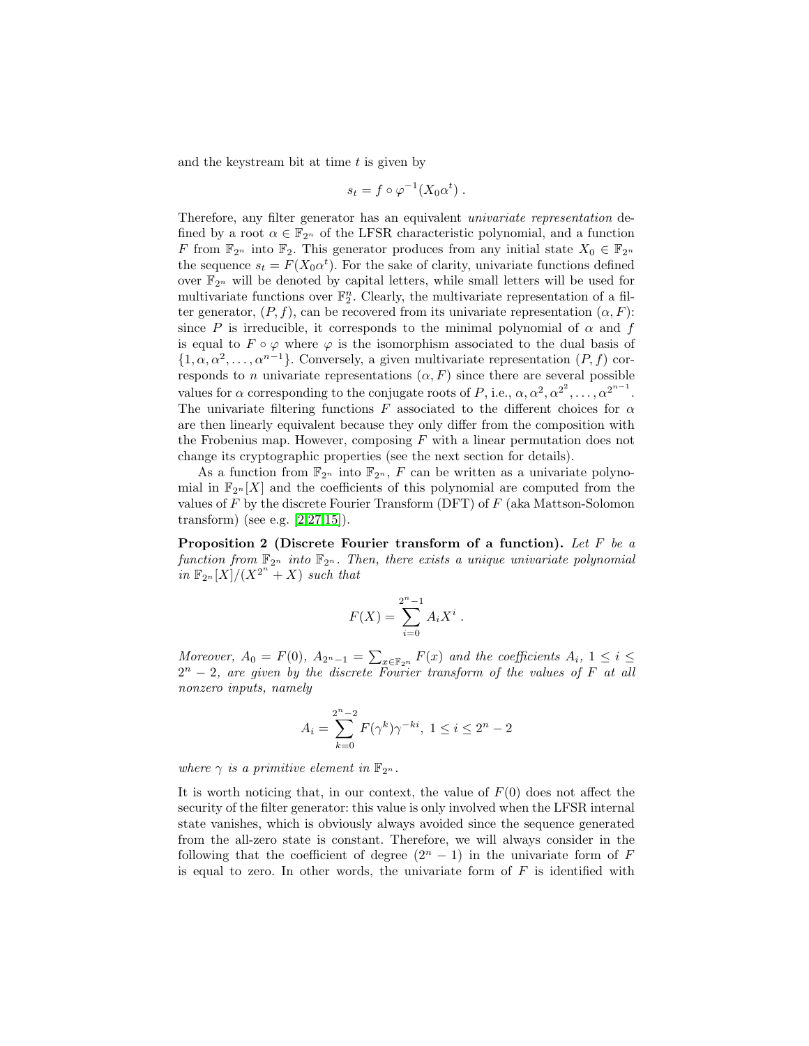and the keystream bit at time $t$ is given by

$$s_t = f \circ \varphi^{-1}(X_0 \alpha^t) \ .$$

Therefore, any filter generator has an equivalent *univariate representation* defined by a root $\alpha \in \mathbb{F}_{2^n}$ of the LFSR characteristic polynomial, and a function $F$ from $\mathbb{F}_{2^n}$ into $\mathbb{F}_2$. This generator produces from any initial state $X_0 \in \mathbb{F}_{2^n}$ the sequence $s_t = F(X_0\alpha^t)$. For the sake of clarity, univariate functions defined over $\mathbb{F}_{2^n}$ will be denoted by capital letters, while small letters will be used for multivariate functions over $\mathbb{F}_2^n$. Clearly, the multivariate representation of a filter generator, $(P, f)$, can be recovered from its univariate representation $(\alpha, F)$: since $P$ is irreducible, it corresponds to the minimal polynomial of $\alpha$ and $f$ is equal to $F \circ \varphi$ where $\varphi$ is the isomorphism associated to the dual basis of $\{1, \alpha, \alpha^2, \ldots, \alpha^{n-1}\}$. Conversely, a given multivariate representation $(P, f)$ corresponds to $n$ univariate representations $(\alpha, F)$ since there are several possible values for $\alpha$ corresponding to the conjugate roots of $P$, i.e., $\alpha, \alpha^2, \alpha^{2^2}, \ldots, \alpha^{2^{n-1}}$. The univariate filtering functions $F$ associated to the different choices for $\alpha$ are then linearly equivalent because they only differ from the composition with the Frobenius map. However, composing $F$ with a linear permutation does not change its cryptographic properties (see the next section for details).

As a function from $\mathbb{F}_{2^n}$ into $\mathbb{F}_{2^n}$, $F$ can be written as a univariate polynomial in $\mathbb{F}_{2^n}[X]$ and the coefficients of this polynomial are computed from the values of $F$ by the discrete Fourier Transform (DFT) of $F$ (aka Mattson-Solomon transform) (see e.g. [2,27,15]).

**Proposition 2 (Discrete Fourier transform of a function).** *Let $F$ be a function from $\mathbb{F}_{2^n}$ into $\mathbb{F}_{2^n}$. Then, there exists a unique univariate polynomial in $\mathbb{F}_{2^n}[X]/(X^{2^n} + X)$ such that*

$$F(X) = \sum_{i=0}^{2^n-1} A_i X^i \ .$$

*Moreover, $A_0 = F(0)$, $A_{2^n-1} = \sum_{x \in \mathbb{F}_{2^n}} F(x)$ and the coefficients $A_i$, $1 \le i \le 2^n - 2$, are given by the discrete Fourier transform of the values of $F$ at all nonzero inputs, namely*

$$A_i = \sum_{k=0}^{2^n-2} F(\gamma^k)\gamma^{-ki}, \ 1 \le i \le 2^n - 2$$

*where $\gamma$ is a primitive element in $\mathbb{F}_{2^n}$.*

It is worth noticing that, in our context, the value of $F(0)$ does not affect the security of the filter generator: this value is only involved when the LFSR internal state vanishes, which is obviously always avoided since the sequence generated from the all-zero state is constant. Therefore, we will always consider in the following that the coefficient of degree $(2^n - 1)$ in the univariate form of $F$ is equal to zero. In other words, the univariate form of $F$ is identified with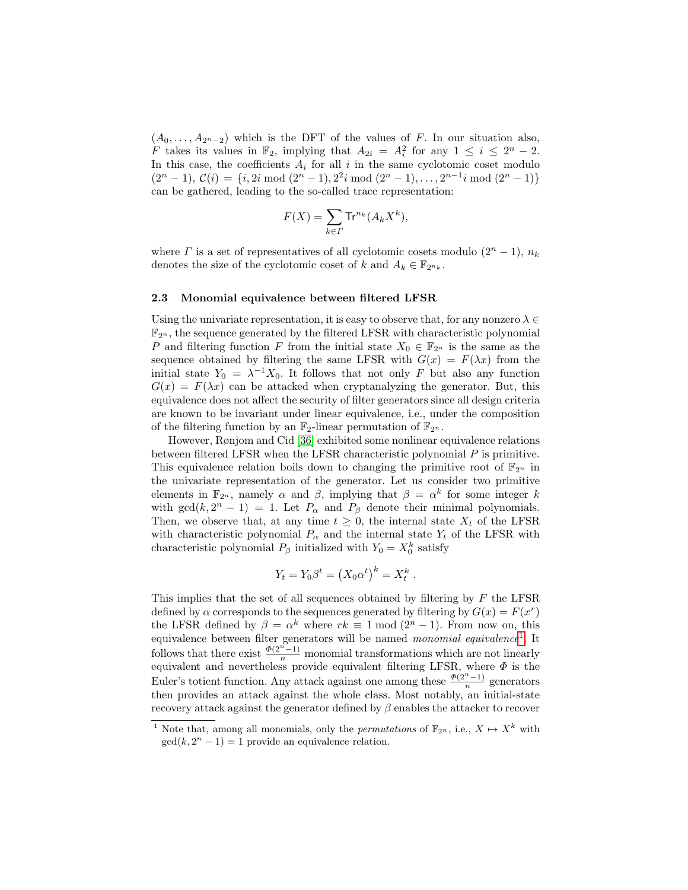$(A_0, \ldots, A_{2^n-2})$ which is the DFT of the values of $F$. In our situation also, $F$ takes its values in $\mathbb{F}_2$, implying that $A_{2i} = A_i^2$ for any $1 \leq i \leq 2^n - 2$. In this case, the coefficients $A_i$ for all $i$ in the same cyclotomic coset modulo $(2^n - 1)$, $\mathcal{C}(i) = \{i, 2i \bmod (2^n - 1), 2^2 i \bmod (2^n - 1), \ldots, 2^{n-1} i \bmod (2^n - 1)\}$ can be gathered, leading to the so-called trace representation:

$$F(X) = \sum_{k \in \Gamma} \mathsf{Tr}^{n_k}(A_k X^k),$$

where $\Gamma$ is a set of representatives of all cyclotomic cosets modulo $(2^n - 1)$, $n_k$ denotes the size of the cyclotomic coset of $k$ and $A_k \in \mathbb{F}_{2^{n_k}}$.

### 2.3 Monomial equivalence between filtered LFSR

Using the univariate representation, it is easy to observe that, for any nonzero $\lambda \in \mathbb{F}_{2^n}$, the sequence generated by the filtered LFSR with characteristic polynomial $P$ and filtering function $F$ from the initial state $X_0 \in \mathbb{F}_{2^n}$ is the same as the sequence obtained by filtering the same LFSR with $G(x) = F(\lambda x)$ from the initial state $Y_0 = \lambda^{-1} X_0$. It follows that not only $F$ but also any function $G(x) = F(\lambda x)$ can be attacked when cryptanalyzing the generator. But, this equivalence does not affect the security of filter generators since all design criteria are known to be invariant under linear equivalence, i.e., under the composition of the filtering function by an $\mathbb{F}_2$-linear permutation of $\mathbb{F}_{2^n}$.

However, Rønjom and Cid [36] exhibited some nonlinear equivalence relations between filtered LFSR when the LFSR characteristic polynomial $P$ is primitive. This equivalence relation boils down to changing the primitive root of $\mathbb{F}_{2^n}$ in the univariate representation of the generator. Let us consider two primitive elements in $\mathbb{F}_{2^n}$, namely $\alpha$ and $\beta$, implying that $\beta = \alpha^k$ for some integer $k$ with $\gcd(k, 2^n - 1) = 1$. Let $P_\alpha$ and $P_\beta$ denote their minimal polynomials. Then, we observe that, at any time $t \geq 0$, the internal state $X_t$ of the LFSR with characteristic polynomial $P_\alpha$ and the internal state $Y_t$ of the LFSR with characteristic polynomial $P_\beta$ initialized with $Y_0 = X_0^k$ satisfy

$$Y_t = Y_0 \beta^t = \left(X_0 \alpha^t\right)^k = X_t^k\ .$$

This implies that the set of all sequences obtained by filtering by $F$ the LFSR defined by $\alpha$ corresponds to the sequences generated by filtering by $G(x) = F(x^r)$ the LFSR defined by $\beta = \alpha^k$ where $rk \equiv 1 \bmod (2^n - 1)$. From now on, this equivalence between filter generators will be named *monomial equivalence*[1]. It follows that there exist $\frac{\Phi(2^n-1)}{n}$ monomial transformations which are not linearly equivalent and nevertheless provide equivalent filtering LFSR, where $\Phi$ is the Euler's totient function. Any attack against one among these $\frac{\Phi(2^n-1)}{n}$ generators then provides an attack against the whole class. Most notably, an initial-state recovery attack against the generator defined by $\beta$ enables the attacker to recover

[1] Note that, among all monomials, only the *permutations* of $\mathbb{F}_{2^n}$, i.e., $X \mapsto X^k$ with $\gcd(k, 2^n - 1) = 1$ provide an equivalence relation.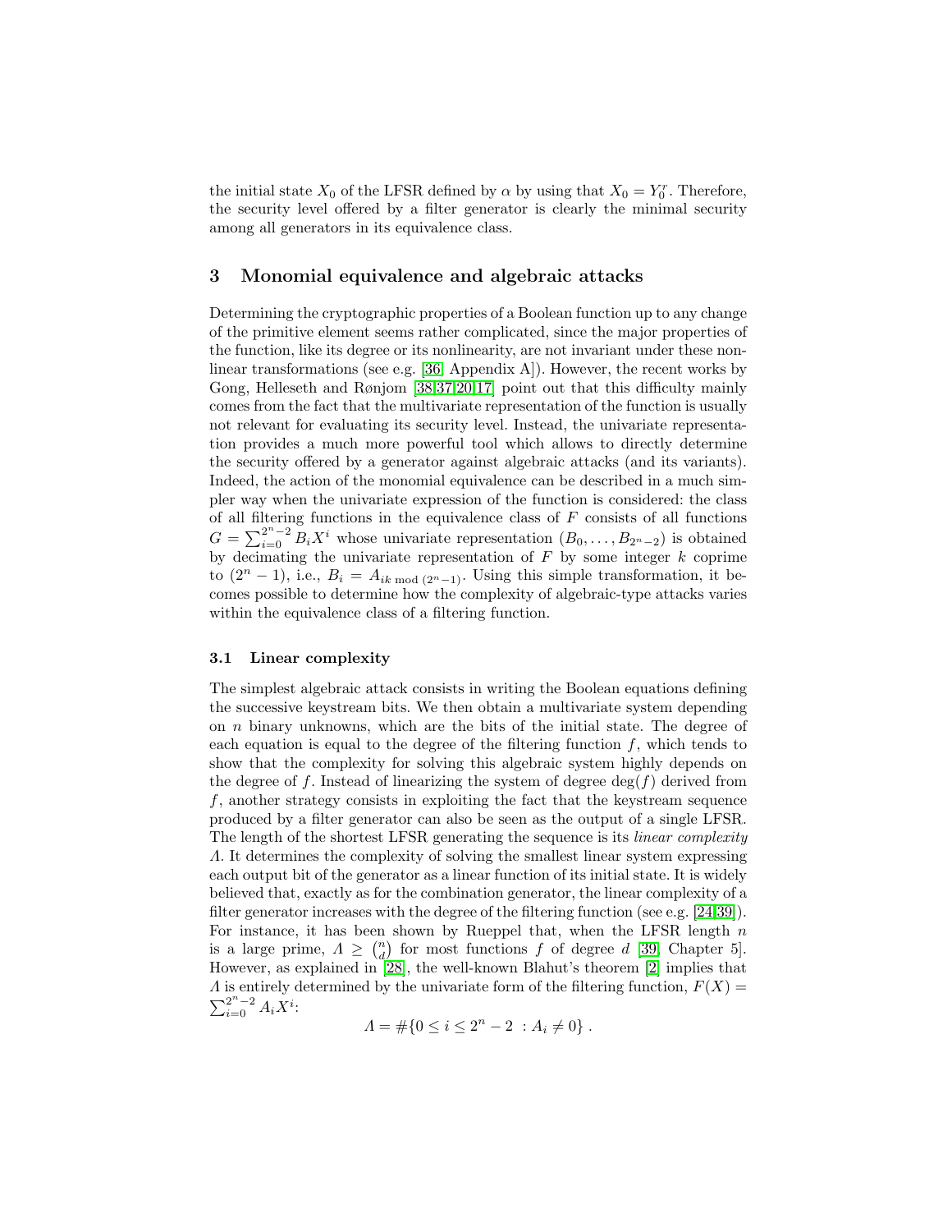the initial state $X_0$ of the LFSR defined by $\alpha$ by using that $X_0 = Y_0^r$. Therefore, the security level offered by a filter generator is clearly the minimal security among all generators in its equivalence class.

## 3 Monomial equivalence and algebraic attacks

Determining the cryptographic properties of a Boolean function up to any change of the primitive element seems rather complicated, since the major properties of the function, like its degree or its nonlinearity, are not invariant under these nonlinear transformations (see e.g. [36, Appendix A]). However, the recent works by Gong, Helleseth and Rønjom [38,37,20,17] point out that this difficulty mainly comes from the fact that the multivariate representation of the function is usually not relevant for evaluating its security level. Instead, the univariate representation provides a much more powerful tool which allows to directly determine the security offered by a generator against algebraic attacks (and its variants). Indeed, the action of the monomial equivalence can be described in a much simpler way when the univariate expression of the function is considered: the class of all filtering functions in the equivalence class of $F$ consists of all functions $G = \sum_{i=0}^{2^n-2} B_i X^i$ whose univariate representation $(B_0, \ldots, B_{2^n-2})$ is obtained by decimating the univariate representation of $F$ by some integer $k$ coprime to $(2^n - 1)$, i.e., $B_i = A_{ik \bmod (2^n-1)}$. Using this simple transformation, it becomes possible to determine how the complexity of algebraic-type attacks varies within the equivalence class of a filtering function.

### 3.1 Linear complexity

The simplest algebraic attack consists in writing the Boolean equations defining the successive keystream bits. We then obtain a multivariate system depending on $n$ binary unknowns, which are the bits of the initial state. The degree of each equation is equal to the degree of the filtering function $f$, which tends to show that the complexity for solving this algebraic system highly depends on the degree of $f$. Instead of linearizing the system of degree $\deg(f)$ derived from $f$, another strategy consists in exploiting the fact that the keystream sequence produced by a filter generator can also be seen as the output of a single LFSR. The length of the shortest LFSR generating the sequence is its *linear complexity* $\Lambda$. It determines the complexity of solving the smallest linear system expressing each output bit of the generator as a linear function of its initial state. It is widely believed that, exactly as for the combination generator, the linear complexity of a filter generator increases with the degree of the filtering function (see e.g. [24,39]). For instance, it has been shown by Rueppel that, when the LFSR length $n$ is a large prime, $\Lambda \geq \binom{n}{d}$ for most functions $f$ of degree $d$ [39, Chapter 5]. However, as explained in [28], the well-known Blahut's theorem [2] implies that $\Lambda$ is entirely determined by the univariate form of the filtering function, $F(X) = \sum_{i=0}^{2^n-2} A_i X^i$:

$$\Lambda = \#\{0 \leq i \leq 2^n - 2 \ : A_i \neq 0\} .$$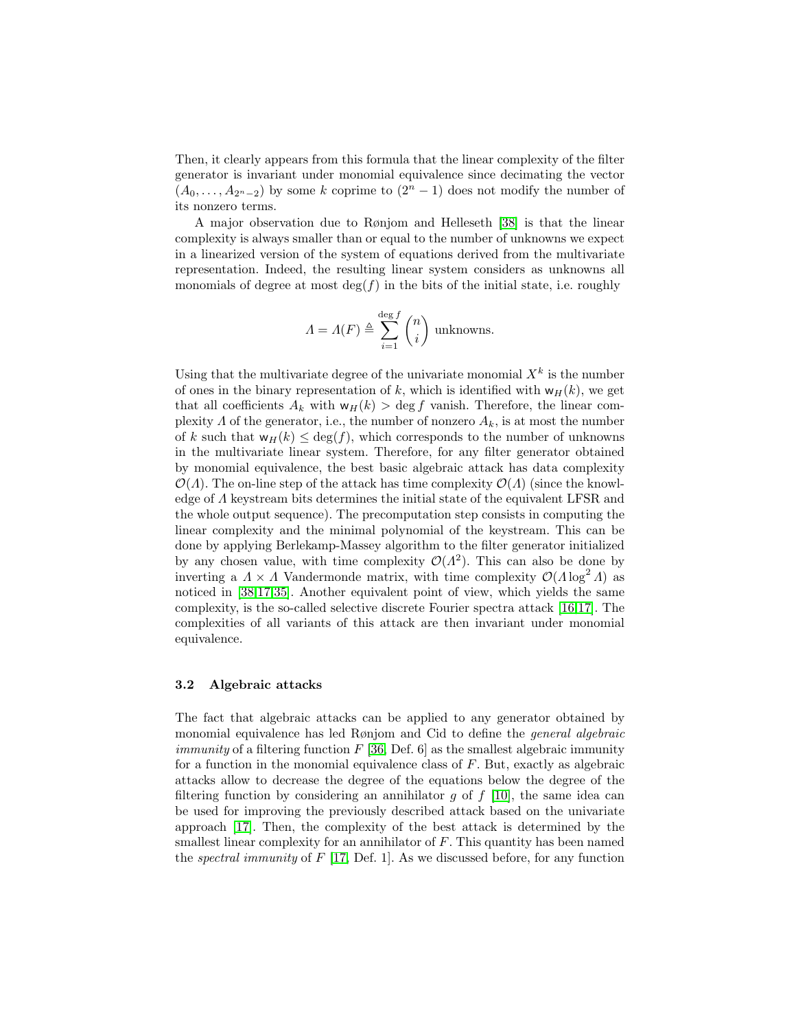Then, it clearly appears from this formula that the linear complexity of the filter generator is invariant under monomial equivalence since decimating the vector $(A_0, \ldots, A_{2^n-2})$ by some $k$ coprime to $(2^n - 1)$ does not modify the number of its nonzero terms.

A major observation due to Rønjom and Helleseth [38] is that the linear complexity is always smaller than or equal to the number of unknowns we expect in a linearized version of the system of equations derived from the multivariate representation. Indeed, the resulting linear system considers as unknowns all monomials of degree at most $\deg(f)$ in the bits of the initial state, i.e. roughly

$$\Lambda = \Lambda(F) \triangleq \sum_{i=1}^{\deg f} \binom{n}{i} \text{ unknowns.}$$

Using that the multivariate degree of the univariate monomial $X^k$ is the number of ones in the binary representation of $k$, which is identified with $\mathsf{w}_H(k)$, we get that all coefficients $A_k$ with $\mathsf{w}_H(k) > \deg f$ vanish. Therefore, the linear complexity $\Lambda$ of the generator, i.e., the number of nonzero $A_k$, is at most the number of $k$ such that $\mathsf{w}_H(k) \leq \deg(f)$, which corresponds to the number of unknowns in the multivariate linear system. Therefore, for any filter generator obtained by monomial equivalence, the best basic algebraic attack has data complexity $\mathcal{O}(\Lambda)$. The on-line step of the attack has time complexity $\mathcal{O}(\Lambda)$ (since the knowledge of $\Lambda$ keystream bits determines the initial state of the equivalent LFSR and the whole output sequence). The precomputation step consists in computing the linear complexity and the minimal polynomial of the keystream. This can be done by applying Berlekamp-Massey algorithm to the filter generator initialized by any chosen value, with time complexity $\mathcal{O}(\Lambda^2)$. This can also be done by inverting a $\Lambda \times \Lambda$ Vandermonde matrix, with time complexity $\mathcal{O}(\Lambda \log^2 \Lambda)$ as noticed in [38,17,35]. Another equivalent point of view, which yields the same complexity, is the so-called selective discrete Fourier spectra attack [16,17]. The complexities of all variants of this attack are then invariant under monomial equivalence.

### 3.2 Algebraic attacks

The fact that algebraic attacks can be applied to any generator obtained by monomial equivalence has led Rønjom and Cid to define the *general algebraic immunity* of a filtering function $F$ [36, Def. 6] as the smallest algebraic immunity for a function in the monomial equivalence class of $F$. But, exactly as algebraic attacks allow to decrease the degree of the equations below the degree of the filtering function by considering an annihilator $g$ of $f$ [10], the same idea can be used for improving the previously described attack based on the univariate approach [17]. Then, the complexity of the best attack is determined by the smallest linear complexity for an annihilator of $F$. This quantity has been named the *spectral immunity* of $F$ [17, Def. 1]. As we discussed before, for any function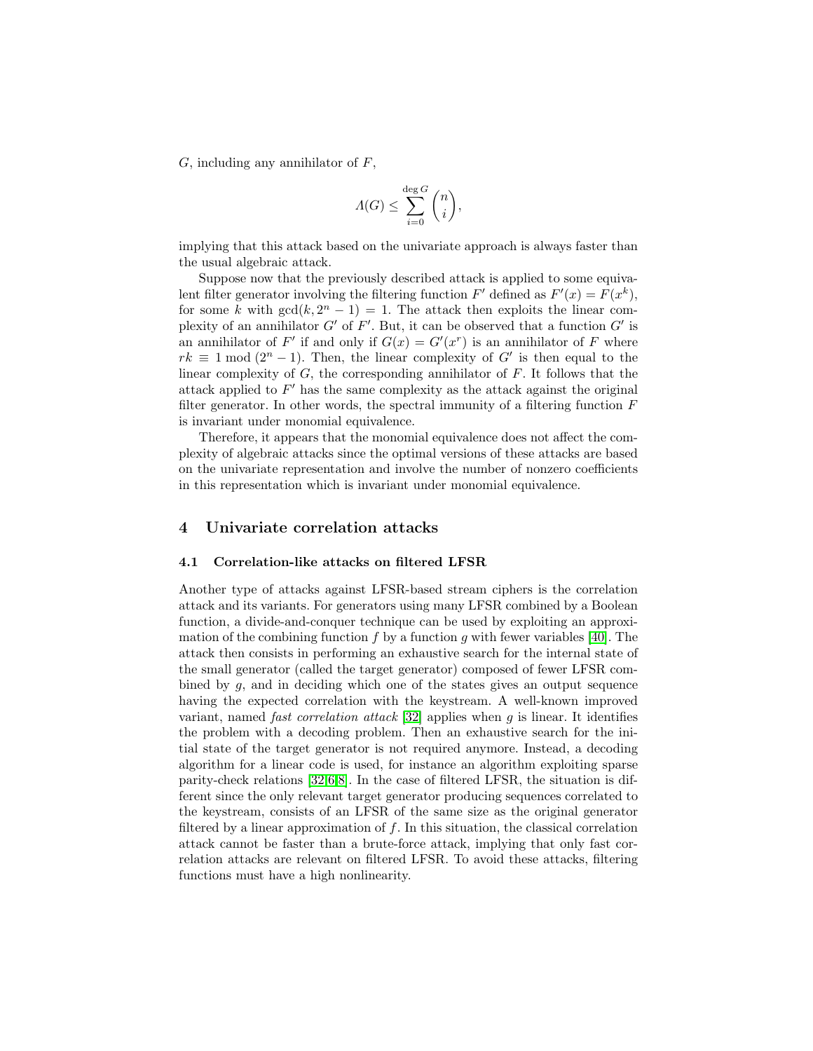$G$, including any annihilator of $F$,

$$\Lambda(G) \leq \sum_{i=0}^{\deg G} \binom{n}{i},$$

implying that this attack based on the univariate approach is always faster than the usual algebraic attack.

Suppose now that the previously described attack is applied to some equivalent filter generator involving the filtering function $F'$ defined as $F'(x) = F(x^k)$, for some $k$ with $\gcd(k, 2^n - 1) = 1$. The attack then exploits the linear complexity of an annihilator $G'$ of $F'$. But, it can be observed that a function $G'$ is an annihilator of $F'$ if and only if $G(x) = G'(x^r)$ is an annihilator of $F$ where $rk \equiv 1 \bmod (2^n - 1)$. Then, the linear complexity of $G'$ is then equal to the linear complexity of $G$, the corresponding annihilator of $F$. It follows that the attack applied to $F'$ has the same complexity as the attack against the original filter generator. In other words, the spectral immunity of a filtering function $F$ is invariant under monomial equivalence.

Therefore, it appears that the monomial equivalence does not affect the complexity of algebraic attacks since the optimal versions of these attacks are based on the univariate representation and involve the number of nonzero coefficients in this representation which is invariant under monomial equivalence.

## 4 Univariate correlation attacks

### 4.1 Correlation-like attacks on filtered LFSR

Another type of attacks against LFSR-based stream ciphers is the correlation attack and its variants. For generators using many LFSR combined by a Boolean function, a divide-and-conquer technique can be used by exploiting an approximation of the combining function $f$ by a function $g$ with fewer variables [40]. The attack then consists in performing an exhaustive search for the internal state of the small generator (called the target generator) composed of fewer LFSR combined by $g$, and in deciding which one of the states gives an output sequence having the expected correlation with the keystream. A well-known improved variant, named *fast correlation attack* [32] applies when $g$ is linear. It identifies the problem with a decoding problem. Then an exhaustive search for the initial state of the target generator is not required anymore. Instead, a decoding algorithm for a linear code is used, for instance an algorithm exploiting sparse parity-check relations [32,6,8]. In the case of filtered LFSR, the situation is different since the only relevant target generator producing sequences correlated to the keystream, consists of an LFSR of the same size as the original generator filtered by a linear approximation of $f$. In this situation, the classical correlation attack cannot be faster than a brute-force attack, implying that only fast correlation attacks are relevant on filtered LFSR. To avoid these attacks, filtering functions must have a high nonlinearity.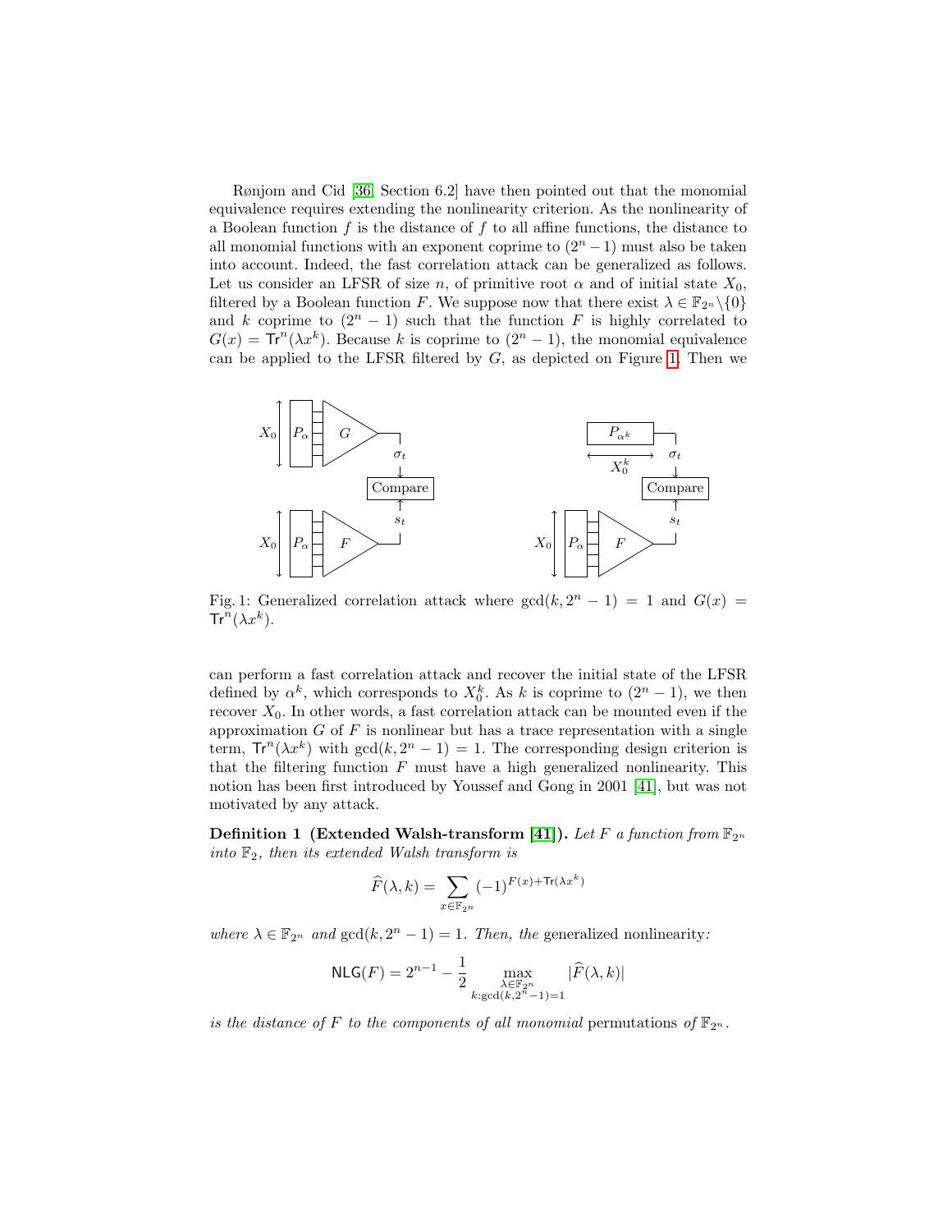Rønjom and Cid [36, Section 6.2] have then pointed out that the monomial equivalence requires extending the nonlinearity criterion. As the nonlinearity of a Boolean function $f$ is the distance of $f$ to all affine functions, the distance to all monomial functions with an exponent coprime to $(2^n - 1)$ must also be taken into account. Indeed, the fast correlation attack can be generalized as follows. Let us consider an LFSR of size $n$, of primitive root $\alpha$ and of initial state $X_0$, filtered by a Boolean function $F$. We suppose now that there exist $\lambda \in \mathbb{F}_{2^n} \backslash \{0\}$ and $k$ coprime to $(2^n - 1)$ such that the function $F$ is highly correlated to $G(x) = \mathsf{Tr}^n(\lambda x^k)$. Because $k$ is coprime to $(2^n - 1)$, the monomial equivalence can be applied to the LFSR filtered by $G$, as depicted on Figure 1. Then we

Fig. 1: Generalized correlation attack where $\gcd(k, 2^n - 1) = 1$ and $G(x) = \mathsf{Tr}^n(\lambda x^k)$.

can perform a fast correlation attack and recover the initial state of the LFSR defined by $\alpha^k$, which corresponds to $X_0^k$. As $k$ is coprime to $(2^n - 1)$, we then recover $X_0$. In other words, a fast correlation attack can be mounted even if the approximation $G$ of $F$ is nonlinear but has a trace representation with a single term, $\mathsf{Tr}^n(\lambda x^k)$ with $\gcd(k, 2^n - 1) = 1$. The corresponding design criterion is that the filtering function $F$ must have a high generalized nonlinearity. This notion has been first introduced by Youssef and Gong in 2001 [41], but was not motivated by any attack.

**Definition 1 (Extended Walsh-transform [41]).** *Let $F$ a function from $\mathbb{F}_{2^n}$ into $\mathbb{F}_2$, then its extended Walsh transform is*

$$\widehat{F}(\lambda, k) = \sum_{x \in \mathbb{F}_{2^n}} (-1)^{F(x) + \mathsf{Tr}(\lambda x^k)}$$

*where $\lambda \in \mathbb{F}_{2^n}$ and $\gcd(k, 2^n - 1) = 1$. Then, the* generalized nonlinearity*:*

$$\mathsf{NLG}(F) = 2^{n-1} - \frac{1}{2} \max_{\substack{\lambda \in \mathbb{F}_{2^n} \\ k : \gcd(k, 2^n - 1) = 1}} |\widehat{F}(\lambda, k)|$$

*is the distance of $F$ to the components of all monomial* permutations *of $\mathbb{F}_{2^n}$.*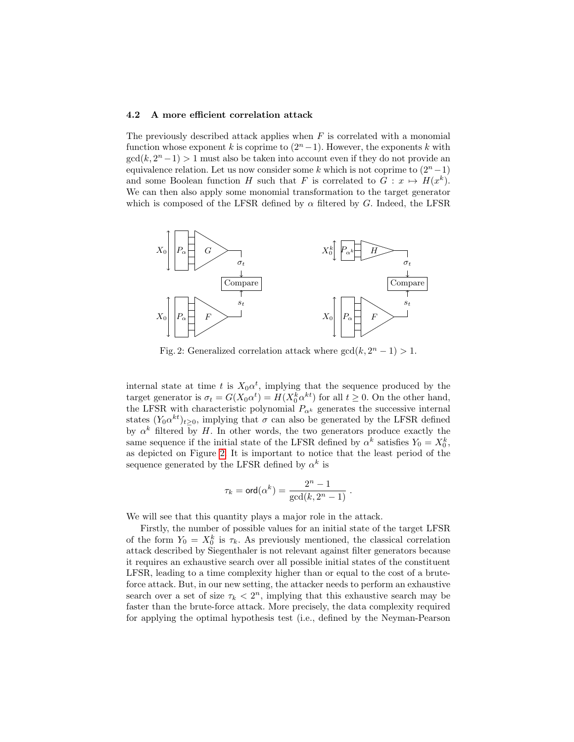### 4.2 A more efficient correlation attack

The previously described attack applies when $F$ is correlated with a monomial function whose exponent $k$ is coprime to $(2^n - 1)$. However, the exponents $k$ with $\gcd(k, 2^n - 1) > 1$ must also be taken into account even if they do not provide an equivalence relation. Let us now consider some $k$ which is not coprime to $(2^n - 1)$ and some Boolean function $H$ such that $F$ is correlated to $G : x \mapsto H(x^k)$. We can then also apply some monomial transformation to the target generator which is composed of the LFSR defined by $\alpha$ filtered by $G$. Indeed, the LFSR

Fig. 2: Generalized correlation attack where $\gcd(k, 2^n - 1) > 1$.

internal state at time $t$ is $X_0 \alpha^t$, implying that the sequence produced by the target generator is $\sigma_t = G(X_0 \alpha^t) = H(X_0^k \alpha^{kt})$ for all $t \geq 0$. On the other hand, the LFSR with characteristic polynomial $P_{\alpha^k}$ generates the successive internal states $(Y_0 \alpha^{kt})_{t \geq 0}$, implying that $\sigma$ can also be generated by the LFSR defined by $\alpha^k$ filtered by $H$. In other words, the two generators produce exactly the same sequence if the initial state of the LFSR defined by $\alpha^k$ satisfies $Y_0 = X_0^k$, as depicted on Figure 2. It is important to notice that the least period of the sequence generated by the LFSR defined by $\alpha^k$ is

$$\tau_k = \mathsf{ord}(\alpha^k) = \frac{2^n - 1}{\gcd(k, 2^n - 1)} .$$

We will see that this quantity plays a major role in the attack.

Firstly, the number of possible values for an initial state of the target LFSR of the form $Y_0 = X_0^k$ is $\tau_k$. As previously mentioned, the classical correlation attack described by Siegenthaler is not relevant against filter generators because it requires an exhaustive search over all possible initial states of the constituent LFSR, leading to a time complexity higher than or equal to the cost of a brute-force attack. But, in our new setting, the attacker needs to perform an exhaustive search over a set of size $\tau_k < 2^n$, implying that this exhaustive search may be faster than the brute-force attack. More precisely, the data complexity required for applying the optimal hypothesis test (i.e., defined by the Neyman-Pearson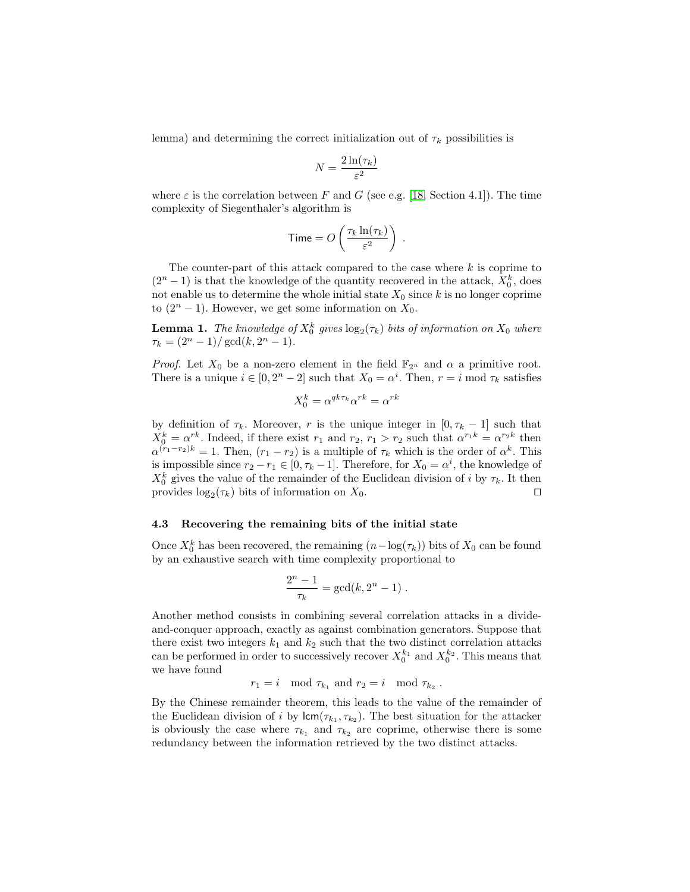lemma) and determining the correct initialization out of $\tau_k$ possibilities is

$$N = \frac{2\ln(\tau_k)}{\varepsilon^2}$$

where $\varepsilon$ is the correlation between $F$ and $G$ (see e.g. [18, Section 4.1]). The time complexity of Siegenthaler's algorithm is

$$\mathsf{Time} = O\left(\frac{\tau_k \ln(\tau_k)}{\varepsilon^2}\right) .$$

The counter-part of this attack compared to the case where $k$ is coprime to $(2^n - 1)$ is that the knowledge of the quantity recovered in the attack, $X_0^k$, does not enable us to determine the whole initial state $X_0$ since $k$ is no longer coprime to $(2^n - 1)$. However, we get some information on $X_0$.

**Lemma 1.** *The knowledge of $X_0^k$ gives $\log_2(\tau_k)$ bits of information on $X_0$ where $\tau_k = (2^n - 1)/\gcd(k, 2^n - 1)$.*

*Proof.* Let $X_0$ be a non-zero element in the field $\mathbb{F}_{2^n}$ and $\alpha$ a primitive root. There is a unique $i \in [0, 2^n - 2]$ such that $X_0 = \alpha^i$. Then, $r = i \bmod \tau_k$ satisfies

$$X_0^k = \alpha^{qk\tau_k}\alpha^{rk} = \alpha^{rk}$$

by definition of $\tau_k$. Moreover, $r$ is the unique integer in $[0, \tau_k - 1]$ such that $X_0^k = \alpha^{rk}$. Indeed, if there exist $r_1$ and $r_2$, $r_1 > r_2$ such that $\alpha^{r_1 k} = \alpha^{r_2 k}$ then $\alpha^{(r_1 - r_2)k} = 1$. Then, $(r_1 - r_2)$ is a multiple of $\tau_k$ which is the order of $\alpha^k$. This is impossible since $r_2 - r_1 \in [0, \tau_k - 1]$. Therefore, for $X_0 = \alpha^i$, the knowledge of $X_0^k$ gives the value of the remainder of the Euclidean division of $i$ by $\tau_k$. It then provides $\log_2(\tau_k)$ bits of information on $X_0$. ◻

### 4.3 Recovering the remaining bits of the initial state

Once $X_0^k$ has been recovered, the remaining $(n - \log(\tau_k))$ bits of $X_0$ can be found by an exhaustive search with time complexity proportional to

$$\frac{2^n - 1}{\tau_k} = \gcd(k, 2^n - 1) .$$

Another method consists in combining several correlation attacks in a divide-and-conquer approach, exactly as against combination generators. Suppose that there exist two integers $k_1$ and $k_2$ such that the two distinct correlation attacks can be performed in order to successively recover $X_0^{k_1}$ and $X_0^{k_2}$. This means that we have found

$$r_1 = i \mod \tau_{k_1} \text{ and } r_2 = i \mod \tau_{k_2} .$$

By the Chinese remainder theorem, this leads to the value of the remainder of the Euclidean division of $i$ by $\mathsf{lcm}(\tau_{k_1}, \tau_{k_2})$. The best situation for the attacker is obviously the case where $\tau_{k_1}$ and $\tau_{k_2}$ are coprime, otherwise there is some redundancy between the information retrieved by the two distinct attacks.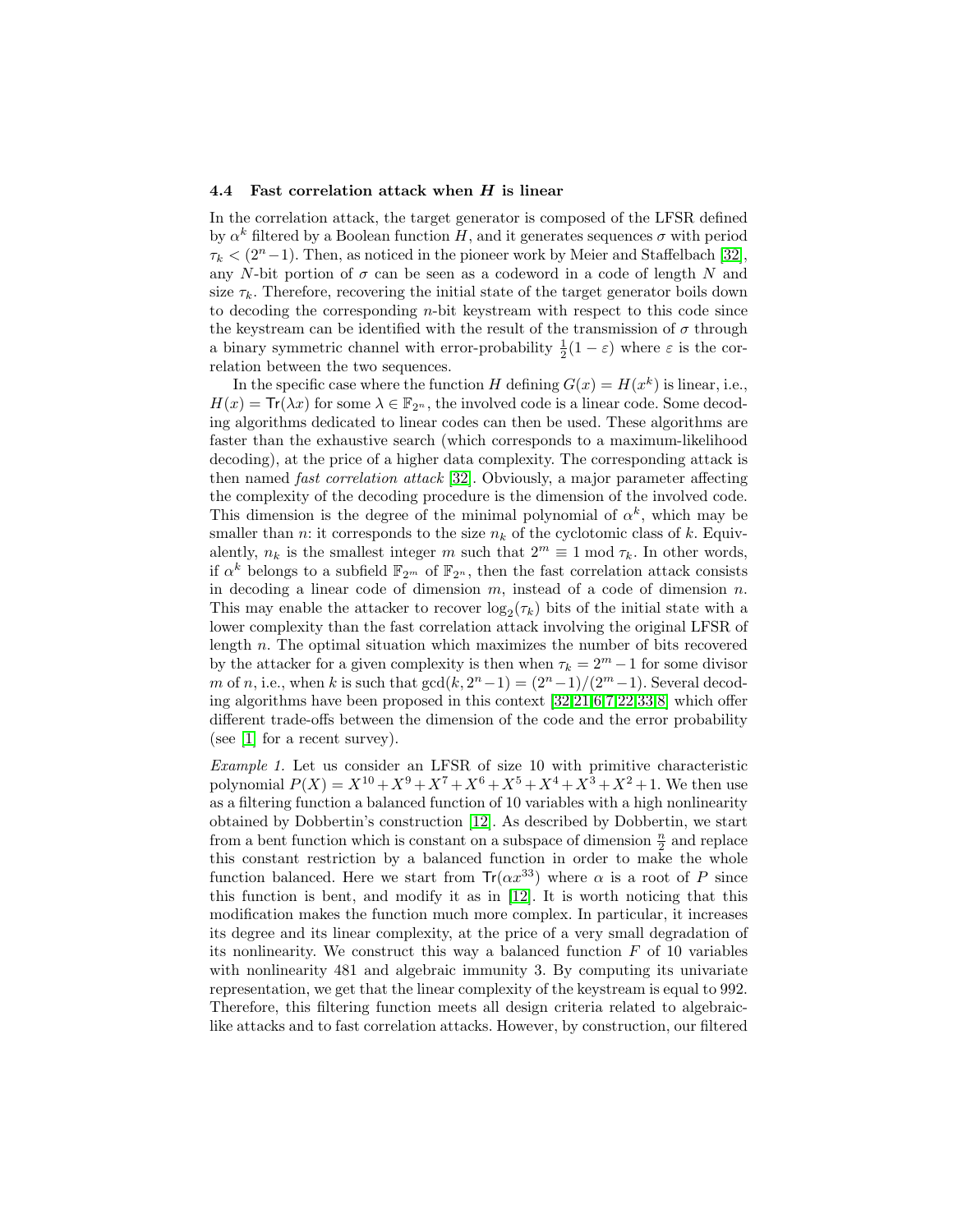### 4.4 Fast correlation attack when $H$ is linear

In the correlation attack, the target generator is composed of the LFSR defined by $\alpha^k$ filtered by a Boolean function $H$, and it generates sequences $\sigma$ with period $\tau_k < (2^n - 1)$. Then, as noticed in the pioneer work by Meier and Staffelbach [32], any $N$-bit portion of $\sigma$ can be seen as a codeword in a code of length $N$ and size $\tau_k$. Therefore, recovering the initial state of the target generator boils down to decoding the corresponding $n$-bit keystream with respect to this code since the keystream can be identified with the result of the transmission of $\sigma$ through a binary symmetric channel with error-probability $\frac{1}{2}(1-\varepsilon)$ where $\varepsilon$ is the correlation between the two sequences.

In the specific case where the function $H$ defining $G(x) = H(x^k)$ is linear, i.e., $H(x) = \mathsf{Tr}(\lambda x)$ for some $\lambda \in \mathbb{F}_{2^n}$, the involved code is a linear code. Some decoding algorithms dedicated to linear codes can then be used. These algorithms are faster than the exhaustive search (which corresponds to a maximum-likelihood decoding), at the price of a higher data complexity. The corresponding attack is then named *fast correlation attack* [32]. Obviously, a major parameter affecting the complexity of the decoding procedure is the dimension of the involved code. This dimension is the degree of the minimal polynomial of $\alpha^k$, which may be smaller than $n$: it corresponds to the size $n_k$ of the cyclotomic class of $k$. Equivalently, $n_k$ is the smallest integer $m$ such that $2^m \equiv 1 \bmod \tau_k$. In other words, if $\alpha^k$ belongs to a subfield $\mathbb{F}_{2^m}$ of $\mathbb{F}_{2^n}$, then the fast correlation attack consists in decoding a linear code of dimension $m$, instead of a code of dimension $n$. This may enable the attacker to recover $\log_2(\tau_k)$ bits of the initial state with a lower complexity than the fast correlation attack involving the original LFSR of length $n$. The optimal situation which maximizes the number of bits recovered by the attacker for a given complexity is then when $\tau_k = 2^m - 1$ for some divisor $m$ of $n$, i.e., when $k$ is such that $\gcd(k, 2^n - 1) = (2^n - 1)/(2^m - 1)$. Several decoding algorithms have been proposed in this context [32,21,6,7,22,33,8] which offer different trade-offs between the dimension of the code and the error probability (see [1] for a recent survey).

*Example 1.* Let us consider an LFSR of size 10 with primitive characteristic polynomial $P(X) = X^{10} + X^9 + X^7 + X^6 + X^5 + X^4 + X^3 + X^2 + 1$. We then use as a filtering function a balanced function of 10 variables with a high nonlinearity obtained by Dobbertin's construction [12]. As described by Dobbertin, we start from a bent function which is constant on a subspace of dimension $\frac{n}{2}$ and replace this constant restriction by a balanced function in order to make the whole function balanced. Here we start from $\mathsf{Tr}(\alpha x^{33})$ where $\alpha$ is a root of $P$ since this function is bent, and modify it as in [12]. It is worth noticing that this modification makes the function much more complex. In particular, it increases its degree and its linear complexity, at the price of a very small degradation of its nonlinearity. We construct this way a balanced function $F$ of 10 variables with nonlinearity 481 and algebraic immunity 3. By computing its univariate representation, we get that the linear complexity of the keystream is equal to 992. Therefore, this filtering function meets all design criteria related to algebraic-like attacks and to fast correlation attacks. However, by construction, our filtered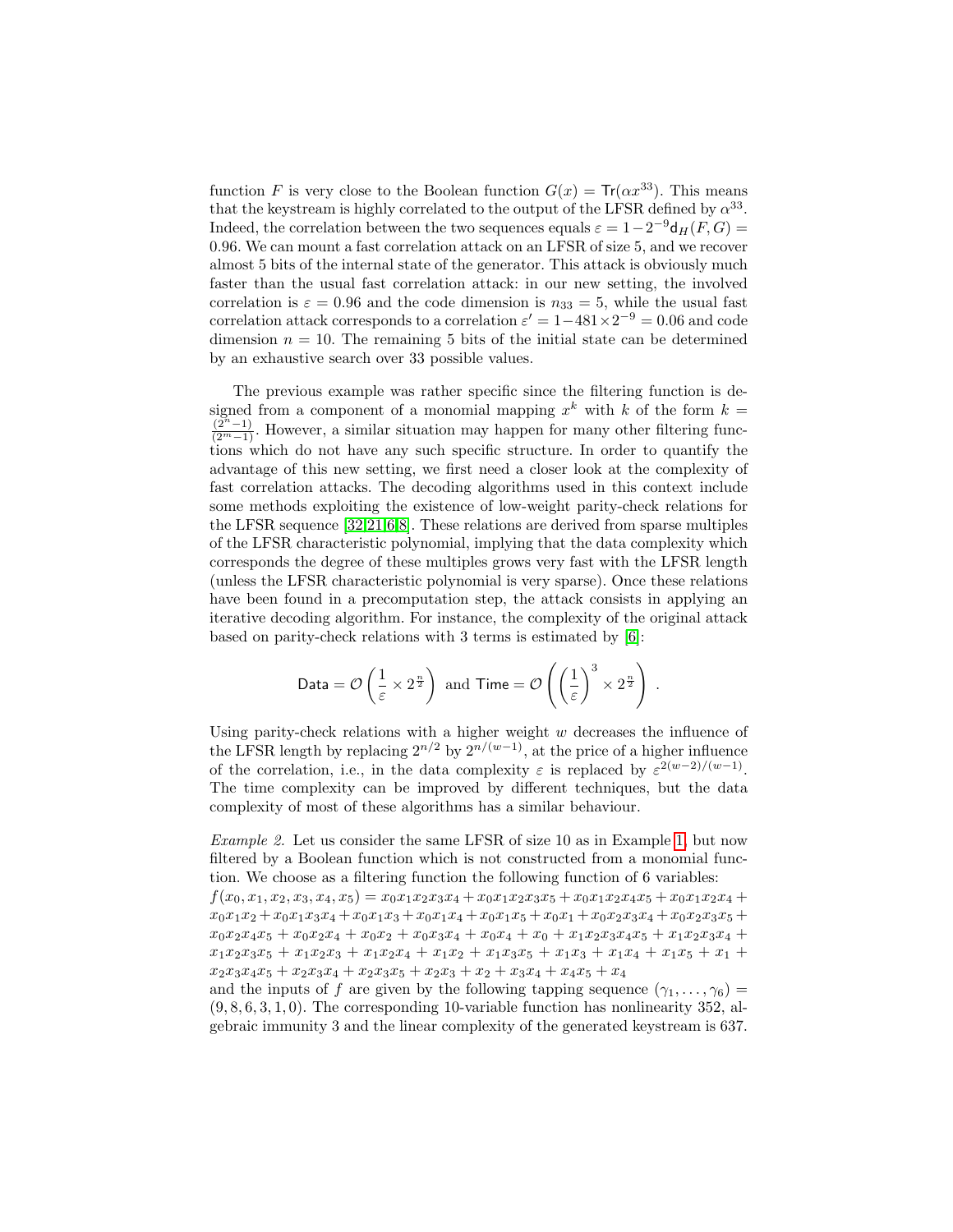function $F$ is very close to the Boolean function $G(x) = \mathsf{Tr}(\alpha x^{33})$. This means that the keystream is highly correlated to the output of the LFSR defined by $\alpha^{33}$. Indeed, the correlation between the two sequences equals $\varepsilon = 1 - 2^{-9}\mathsf{d}_H(F,G) = 0.96$. We can mount a fast correlation attack on an LFSR of size 5, and we recover almost 5 bits of the internal state of the generator. This attack is obviously much faster than the usual fast correlation attack: in our new setting, the involved correlation is $\varepsilon = 0.96$ and the code dimension is $n_{33} = 5$, while the usual fast correlation attack corresponds to a correlation $\varepsilon' = 1 - 481 \times 2^{-9} = 0.06$ and code dimension $n = 10$. The remaining 5 bits of the initial state can be determined by an exhaustive search over 33 possible values.

The previous example was rather specific since the filtering function is designed from a component of a monomial mapping $x^k$ with $k$ of the form $k = \frac{(2^n-1)}{(2^m-1)}$. However, a similar situation may happen for many other filtering functions which do not have any such specific structure. In order to quantify the advantage of this new setting, we first need a closer look at the complexity of fast correlation attacks. The decoding algorithms used in this context include some methods exploiting the existence of low-weight parity-check relations for the LFSR sequence [32,21,6,8]. These relations are derived from sparse multiples of the LFSR characteristic polynomial, implying that the data complexity which corresponds the degree of these multiples grows very fast with the LFSR length (unless the LFSR characteristic polynomial is very sparse). Once these relations have been found in a precomputation step, the attack consists in applying an iterative decoding algorithm. For instance, the complexity of the original attack based on parity-check relations with 3 terms is estimated by [6]:

$$\mathsf{Data} = \mathcal{O}\left(\frac{1}{\varepsilon} \times 2^{\frac{n}{2}}\right) \text{ and } \mathsf{Time} = \mathcal{O}\left(\left(\frac{1}{\varepsilon}\right)^3 \times 2^{\frac{n}{2}}\right) .$$

Using parity-check relations with a higher weight $w$ decreases the influence of the LFSR length by replacing $2^{n/2}$ by $2^{n/(w-1)}$, at the price of a higher influence of the correlation, i.e., in the data complexity $\varepsilon$ is replaced by $\varepsilon^{2(w-2)/(w-1)}$. The time complexity can be improved by different techniques, but the data complexity of most of these algorithms has a similar behaviour.

*Example 2.* Let us consider the same LFSR of size 10 as in Example 1, but now filtered by a Boolean function which is not constructed from a monomial function. We choose as a filtering function the following function of 6 variables:
$f(x_0,x_1,x_2,x_3,x_4,x_5) = x_0x_1x_2x_3x_4 + x_0x_1x_2x_3x_5 + x_0x_1x_2x_4x_5 + x_0x_1x_2x_4 + x_0x_1x_2 + x_0x_1x_3x_4 + x_0x_1x_3 + x_0x_1x_4 + x_0x_1x_5 + x_0x_1 + x_0x_2x_3x_4 + x_0x_2x_3x_5 + x_0x_2x_4x_5 + x_0x_2x_4 + x_0x_2 + x_0x_3x_4 + x_0x_4 + x_0 + x_1x_2x_3x_4x_5 + x_1x_2x_3x_4 + x_1x_2x_3x_5 + x_1x_2x_3 + x_1x_2x_4 + x_1x_2 + x_1x_3x_5 + x_1x_3 + x_1x_4 + x_1x_5 + x_1 + x_2x_3x_4x_5 + x_2x_3x_4 + x_2x_3x_5 + x_2x_3 + x_2 + x_3x_4 + x_4x_5 + x_4$
and the inputs of $f$ are given by the following tapping sequence $(\gamma_1,\ldots,\gamma_6) = (9,8,6,3,1,0)$. The corresponding 10-variable function has nonlinearity 352, algebraic immunity 3 and the linear complexity of the generated keystream is 637.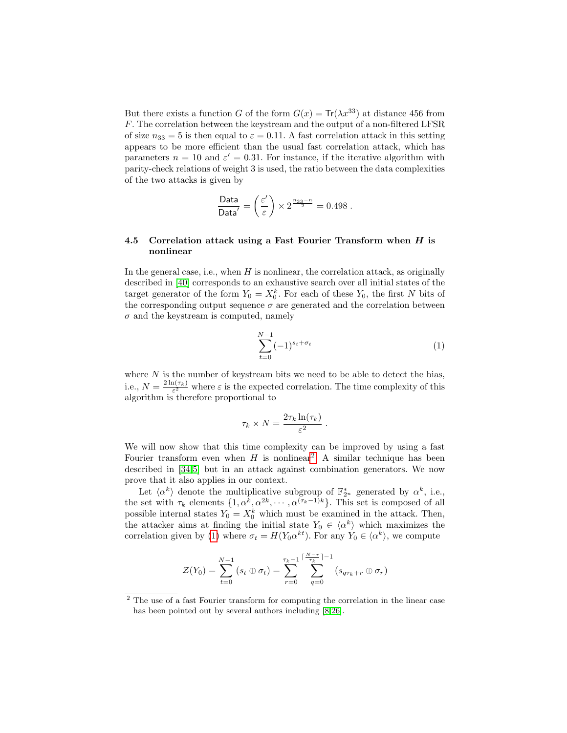But there exists a function $G$ of the form $G(x) = \mathsf{Tr}(\lambda x^{33})$ at distance 456 from $F$. The correlation between the keystream and the output of a non-filtered LFSR of size $n_{33} = 5$ is then equal to $\varepsilon = 0.11$. A fast correlation attack in this setting appears to be more efficient than the usual fast correlation attack, which has parameters $n = 10$ and $\varepsilon' = 0.31$. For instance, if the iterative algorithm with parity-check relations of weight 3 is used, the ratio between the data complexities of the two attacks is given by

$$\frac{\mathsf{Data}}{\mathsf{Data}'} = \left(\frac{\varepsilon'}{\varepsilon}\right) \times 2^{\frac{n_{33}-n}{2}} = 0.498 \ .$$

### 4.5 Correlation attack using a Fast Fourier Transform when $H$ is nonlinear

In the general case, i.e., when $H$ is nonlinear, the correlation attack, as originally described in [40] corresponds to an exhaustive search over all initial states of the target generator of the form $Y_0 = X_0^k$. For each of these $Y_0$, the first $N$ bits of the corresponding output sequence $\sigma$ are generated and the correlation between $\sigma$ and the keystream is computed, namely

$$\sum_{t=0}^{N-1} (-1)^{s_t + \sigma_t} \tag{1}$$

where $N$ is the number of keystream bits we need to be able to detect the bias, i.e., $N = \frac{2\ln(\tau_k)}{\varepsilon^2}$ where $\varepsilon$ is the expected correlation. The time complexity of this algorithm is therefore proportional to

$$\tau_k \times N = \frac{2\tau_k \ln(\tau_k)}{\varepsilon^2} \ .$$

We will now show that this time complexity can be improved by using a fast Fourier transform even when $H$ is nonlinear[2]. A similar technique has been described in [34,5] but in an attack against combination generators. We now prove that it also applies in our context.

Let $\langle \alpha^k \rangle$ denote the multiplicative subgroup of $\mathbb{F}_{2^n}^*$ generated by $\alpha^k$, i.e., the set with $\tau_k$ elements $\{1, \alpha^k, \alpha^{2k}, \cdots, \alpha^{(\tau_k-1)k}\}$. This set is composed of all possible internal states $Y_0 = X_0^k$ which must be examined in the attack. Then, the attacker aims at finding the initial state $Y_0 \in \langle \alpha^k \rangle$ which maximizes the correlation given by (1) where $\sigma_t = H(Y_0 \alpha^{kt})$. For any $Y_0 \in \langle \alpha^k \rangle$, we compute

$$\mathcal{Z}(Y_0) = \sum_{t=0}^{N-1} (s_t \oplus \sigma_t) = \sum_{r=0}^{\tau_k - 1} \sum_{q=0}^{\lceil \frac{N-r}{\tau_k} \rceil - 1} (s_{q\tau_k + r} \oplus \sigma_r)$$

---

[2] The use of a fast Fourier transform for computing the correlation in the linear case has been pointed out by several authors including [8,26].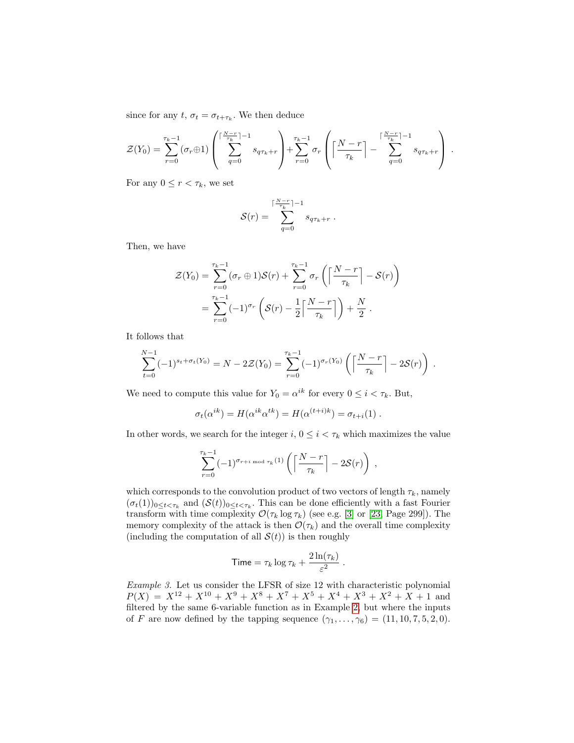since for any $t$, $\sigma_t = \sigma_{t+\tau_k}$. We then deduce

$$\mathcal{Z}(Y_0) = \sum_{r=0}^{\tau_k - 1} (\sigma_r \oplus 1) \left( \sum_{q=0}^{\lceil \frac{N-r}{\tau_k} \rceil - 1} s_{q\tau_k + r} \right) + \sum_{r=0}^{\tau_k - 1} \sigma_r \left( \left\lceil \frac{N-r}{\tau_k} \right\rceil - \sum_{q=0}^{\lceil \frac{N-r}{\tau_k} \rceil - 1} s_{q\tau_k + r} \right) .$$

For any $0 \le r < \tau_k$, we set

$$\mathcal{S}(r) = \sum_{q=0}^{\lceil \frac{N-r}{\tau_k} \rceil - 1} s_{q\tau_k + r} .$$

Then, we have

$$\begin{aligned}
\mathcal{Z}(Y_0) &= \sum_{r=0}^{\tau_k - 1} (\sigma_r \oplus 1) \mathcal{S}(r) + \sum_{r=0}^{\tau_k - 1} \sigma_r \left( \left\lceil \frac{N-r}{\tau_k} \right\rceil - \mathcal{S}(r) \right) \\
&= \sum_{r=0}^{\tau_k - 1} (-1)^{\sigma_r} \left( \mathcal{S}(r) - \frac{1}{2} \left\lceil \frac{N-r}{\tau_k} \right\rceil \right) + \frac{N}{2} .
\end{aligned}$$

It follows that

$$\sum_{t=0}^{N-1} (-1)^{s_t + \sigma_t(Y_0)} = N - 2\mathcal{Z}(Y_0) = \sum_{r=0}^{\tau_k - 1} (-1)^{\sigma_r(Y_0)} \left( \left\lceil \frac{N-r}{\tau_k} \right\rceil - 2\mathcal{S}(r) \right) .$$

We need to compute this value for $Y_0 = \alpha^{ik}$ for every $0 \le i < \tau_k$. But,

$$\sigma_t(\alpha^{ik}) = H(\alpha^{ik}\alpha^{tk}) = H(\alpha^{(t+i)k}) = \sigma_{t+i}(1) .$$

In other words, we search for the integer $i$, $0 \le i < \tau_k$ which maximizes the value

$$\sum_{r=0}^{\tau_k - 1} (-1)^{\sigma_{r+i \bmod \tau_k}(1)} \left( \left\lceil \frac{N-r}{\tau_k} \right\rceil - 2\mathcal{S}(r) \right) ,$$

which corresponds to the convolution product of two vectors of length $\tau_k$, namely $(\sigma_t(1))_{0 \le t < \tau_k}$ and $(\mathcal{S}(t))_{0 \le t < \tau_k}$. This can be done efficiently with a fast Fourier transform with time complexity $\mathcal{O}(\tau_k \log \tau_k)$ (see e.g. [3] or [23, Page 299]). The memory complexity of the attack is then $\mathcal{O}(\tau_k)$ and the overall time complexity (including the computation of all $\mathcal{S}(t)$) is then roughly

$$\mathsf{Time} = \tau_k \log \tau_k + \frac{2\ln(\tau_k)}{\varepsilon^2} .$$

*Example 3.* Let us consider the LFSR of size 12 with characteristic polynomial $P(X) = X^{12} + X^{10} + X^9 + X^8 + X^7 + X^5 + X^4 + X^3 + X^2 + X + 1$ and filtered by the same 6-variable function as in Example 2, but where the inputs of $F$ are now defined by the tapping sequence $(\gamma_1, \ldots, \gamma_6) = (11, 10, 7, 5, 2, 0)$.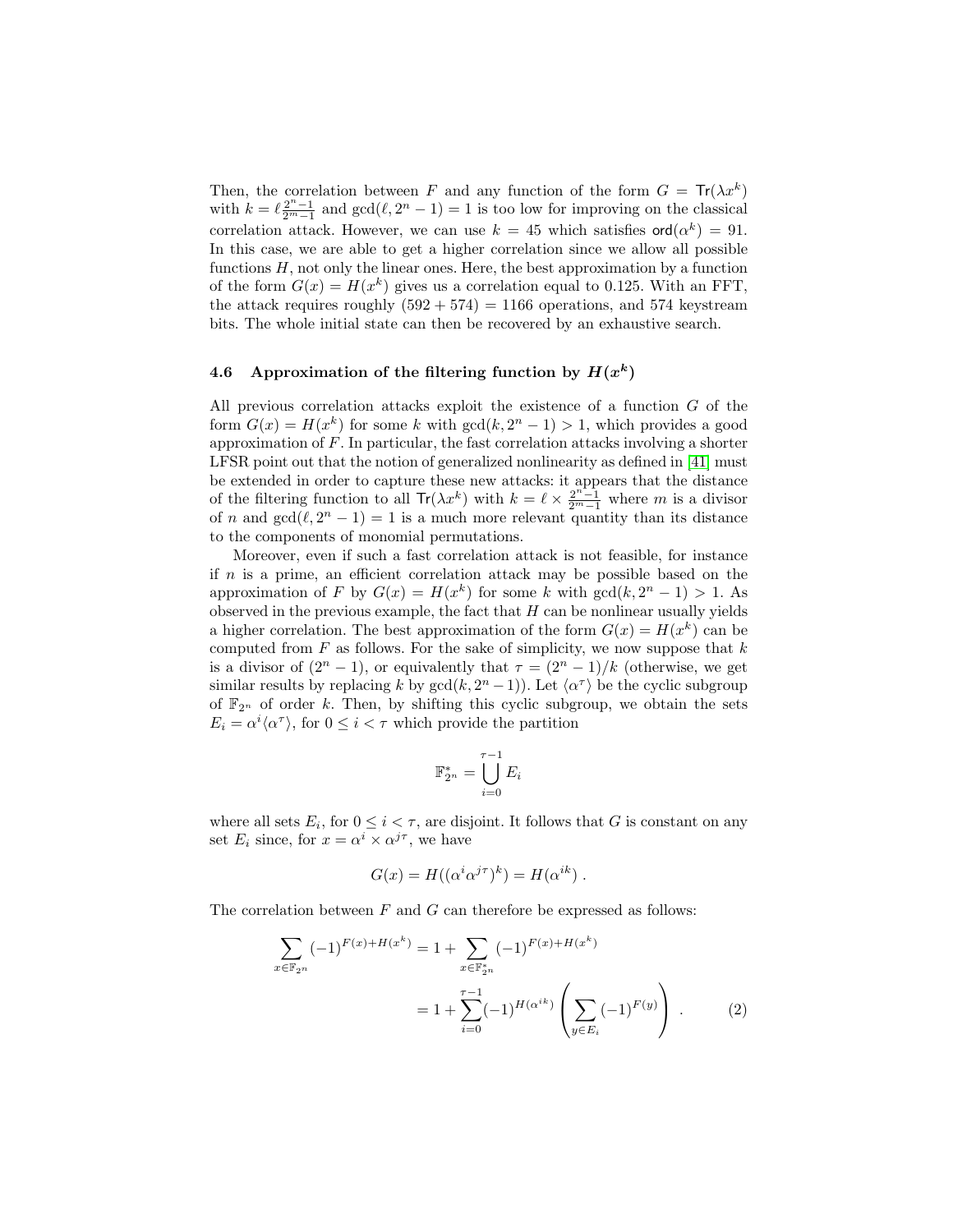Then, the correlation between $F$ and any function of the form $G = \mathsf{Tr}(\lambda x^k)$ with $k = \ell \frac{2^n-1}{2^m-1}$ and $\gcd(\ell, 2^n-1) = 1$ is too low for improving on the classical correlation attack. However, we can use $k = 45$ which satisfies $\mathsf{ord}(\alpha^k) = 91$. In this case, we are able to get a higher correlation since we allow all possible functions $H$, not only the linear ones. Here, the best approximation by a function of the form $G(x) = H(x^k)$ gives us a correlation equal to 0.125. With an FFT, the attack requires roughly $(592 + 574) = 1166$ operations, and 574 keystream bits. The whole initial state can then be recovered by an exhaustive search.

### 4.6 Approximation of the filtering function by $H(x^k)$

All previous correlation attacks exploit the existence of a function $G$ of the form $G(x) = H(x^k)$ for some $k$ with $\gcd(k, 2^n - 1) > 1$, which provides a good approximation of $F$. In particular, the fast correlation attacks involving a shorter LFSR point out that the notion of generalized nonlinearity as defined in [41] must be extended in order to capture these new attacks: it appears that the distance of the filtering function to all $\mathsf{Tr}(\lambda x^k)$ with $k = \ell \times \frac{2^n-1}{2^m-1}$ where $m$ is a divisor of $n$ and $\gcd(\ell, 2^n - 1) = 1$ is a much more relevant quantity than its distance to the components of monomial permutations.

Moreover, even if such a fast correlation attack is not feasible, for instance if $n$ is a prime, an efficient correlation attack may be possible based on the approximation of $F$ by $G(x) = H(x^k)$ for some $k$ with $\gcd(k, 2^n - 1) > 1$. As observed in the previous example, the fact that $H$ can be nonlinear usually yields a higher correlation. The best approximation of the form $G(x) = H(x^k)$ can be computed from $F$ as follows. For the sake of simplicity, we now suppose that $k$ is a divisor of $(2^n - 1)$, or equivalently that $\tau = (2^n - 1)/k$ (otherwise, we get similar results by replacing $k$ by $\gcd(k, 2^n - 1)$). Let $\langle \alpha^\tau \rangle$ be the cyclic subgroup of $\mathbb{F}_{2^n}$ of order $k$. Then, by shifting this cyclic subgroup, we obtain the sets $E_i = \alpha^i \langle \alpha^\tau \rangle$, for $0 \leq i < \tau$ which provide the partition

$$\mathbb{F}_{2^n}^* = \bigcup_{i=0}^{\tau-1} E_i$$

where all sets $E_i$, for $0 \leq i < \tau$, are disjoint. It follows that $G$ is constant on any set $E_i$ since, for $x = \alpha^i \times \alpha^{j\tau}$, we have

$$G(x) = H((\alpha^i \alpha^{j\tau})^k) = H(\alpha^{ik}) .$$

The correlation between $F$ and $G$ can therefore be expressed as follows:

$$\begin{aligned}\sum_{x \in \mathbb{F}_{2^n}} (-1)^{F(x)+H(x^k)} &= 1 + \sum_{x \in \mathbb{F}_{2^n}^*} (-1)^{F(x)+H(x^k)} \\ &= 1 + \sum_{i=0}^{\tau-1} (-1)^{H(\alpha^{ik})} \left( \sum_{y \in E_i} (-1)^{F(y)} \right) . \qquad (2)\end{aligned}$$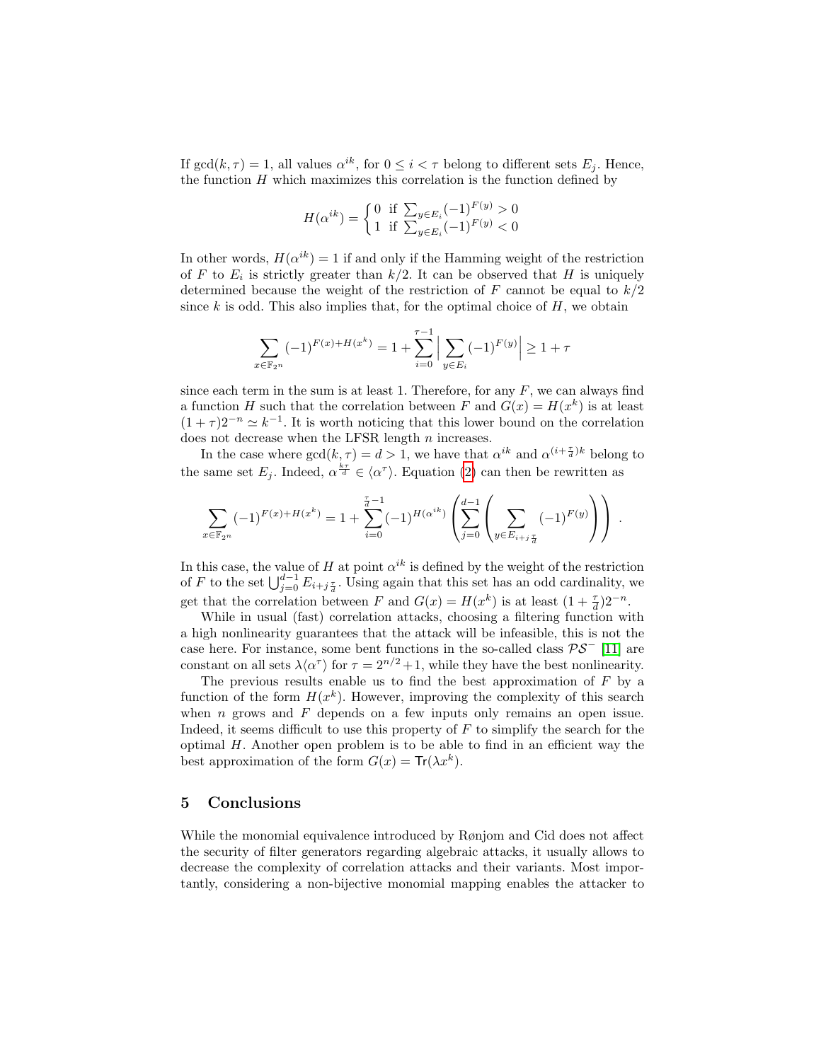If $\gcd(k, \tau) = 1$, all values $\alpha^{ik}$, for $0 \le i < \tau$ belong to different sets $E_j$. Hence, the function $H$ which maximizes this correlation is the function defined by

$$H(\alpha^{ik}) = \begin{cases} 0 & \text{if } \sum_{y \in E_i} (-1)^{F(y)} > 0 \\ 1 & \text{if } \sum_{y \in E_i} (-1)^{F(y)} < 0 \end{cases}$$

In other words, $H(\alpha^{ik}) = 1$ if and only if the Hamming weight of the restriction of $F$ to $E_i$ is strictly greater than $k/2$. It can be observed that $H$ is uniquely determined because the weight of the restriction of $F$ cannot be equal to $k/2$ since $k$ is odd. This also implies that, for the optimal choice of $H$, we obtain

$$\sum_{x \in \mathbb{F}_{2^n}} (-1)^{F(x)+H(x^k)} = 1 + \sum_{i=0}^{\tau-1} \Big| \sum_{y \in E_i} (-1)^{F(y)} \Big| \ge 1 + \tau$$

since each term in the sum is at least 1. Therefore, for any $F$, we can always find a function $H$ such that the correlation between $F$ and $G(x) = H(x^k)$ is at least $(1 + \tau)2^{-n} \simeq k^{-1}$. It is worth noticing that this lower bound on the correlation does not decrease when the LFSR length $n$ increases.

In the case where $\gcd(k, \tau) = d > 1$, we have that $\alpha^{ik}$ and $\alpha^{(i+\frac{\tau}{d})k}$ belong to the same set $E_j$. Indeed, $\alpha^{\frac{k\tau}{d}} \in \langle \alpha^\tau \rangle$. Equation (2) can then be rewritten as

$$\sum_{x \in \mathbb{F}_{2^n}} (-1)^{F(x)+H(x^k)} = 1 + \sum_{i=0}^{\frac{\tau}{d}-1} (-1)^{H(\alpha^{ik})} \left( \sum_{j=0}^{d-1} \left( \sum_{y \in E_{i+j\frac{\tau}{d}}} (-1)^{F(y)} \right) \right) .$$

In this case, the value of $H$ at point $\alpha^{ik}$ is defined by the weight of the restriction of $F$ to the set $\bigcup_{j=0}^{d-1} E_{i+j\frac{\tau}{d}}$. Using again that this set has an odd cardinality, we get that the correlation between $F$ and $G(x) = H(x^k)$ is at least $(1 + \frac{\tau}{d})2^{-n}$.

While in usual (fast) correlation attacks, choosing a filtering function with a high nonlinearity guarantees that the attack will be infeasible, this is not the case here. For instance, some bent functions in the so-called class $\mathcal{PS}^-$ [11] are constant on all sets $\lambda\langle\alpha^\tau\rangle$ for $\tau = 2^{n/2}+1$, while they have the best nonlinearity.

The previous results enable us to find the best approximation of $F$ by a function of the form $H(x^k)$. However, improving the complexity of this search when $n$ grows and $F$ depends on a few inputs only remains an open issue. Indeed, it seems difficult to use this property of $F$ to simplify the search for the optimal $H$. Another open problem is to be able to find in an efficient way the best approximation of the form $G(x) = \mathsf{Tr}(\lambda x^k)$.

## 5 Conclusions

While the monomial equivalence introduced by Rønjom and Cid does not affect the security of filter generators regarding algebraic attacks, it usually allows to decrease the complexity of correlation attacks and their variants. Most importantly, considering a non-bijective monomial mapping enables the attacker to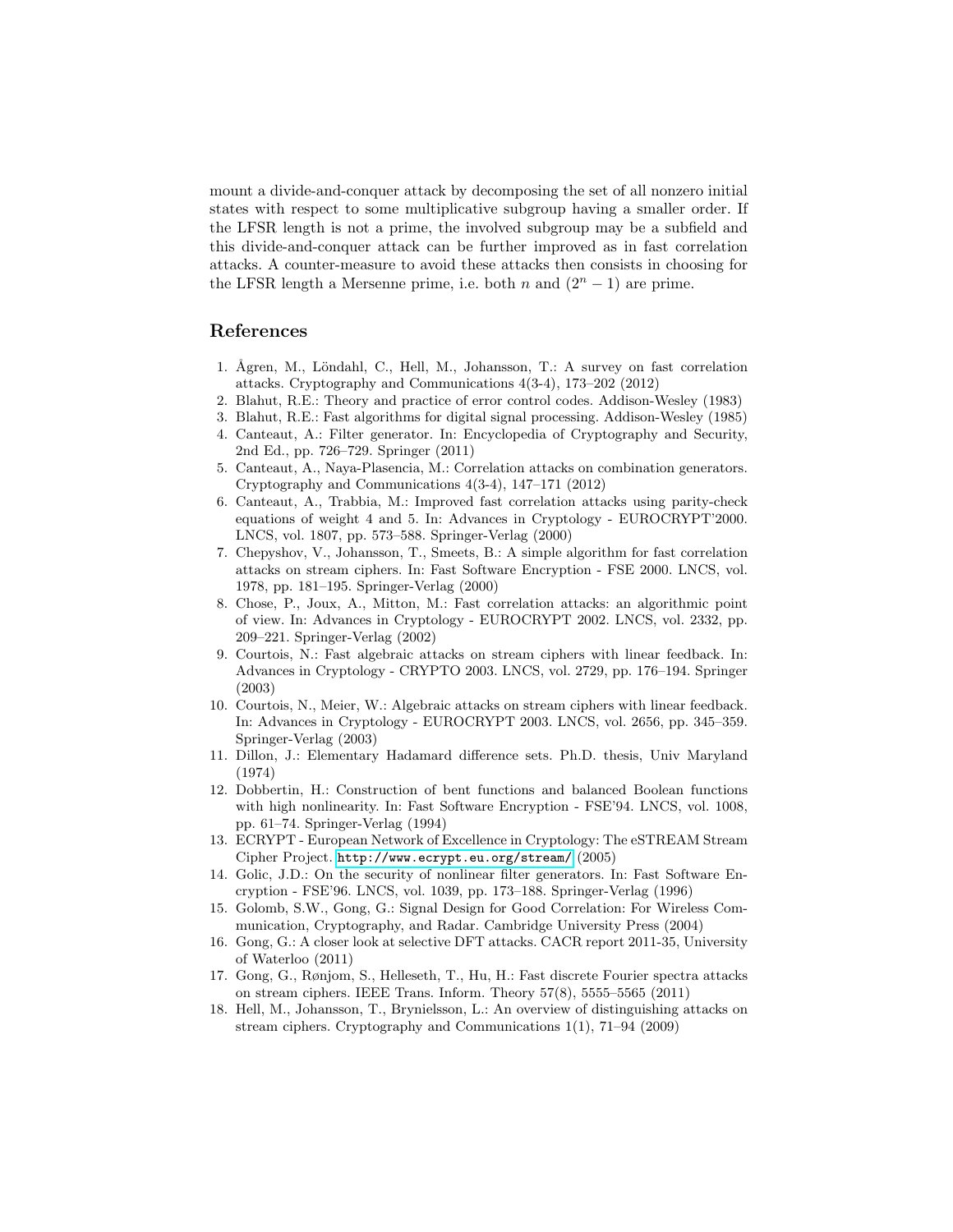mount a divide-and-conquer attack by decomposing the set of all nonzero initial states with respect to some multiplicative subgroup having a smaller order. If the LFSR length is not a prime, the involved subgroup may be a subfield and this divide-and-conquer attack can be further improved as in fast correlation attacks. A counter-measure to avoid these attacks then consists in choosing for the LFSR length a Mersenne prime, i.e. both $n$ and $(2^n - 1)$ are prime.

## References

1. Ågren, M., Löndahl, C., Hell, M., Johansson, T.: A survey on fast correlation attacks. Cryptography and Communications 4(3-4), 173–202 (2012)
2. Blahut, R.E.: Theory and practice of error control codes. Addison-Wesley (1983)
3. Blahut, R.E.: Fast algorithms for digital signal processing. Addison-Wesley (1985)
4. Canteaut, A.: Filter generator. In: Encyclopedia of Cryptography and Security, 2nd Ed., pp. 726–729. Springer (2011)
5. Canteaut, A., Naya-Plasencia, M.: Correlation attacks on combination generators. Cryptography and Communications 4(3-4), 147–171 (2012)
6. Canteaut, A., Trabbia, M.: Improved fast correlation attacks using parity-check equations of weight 4 and 5. In: Advances in Cryptology - EUROCRYPT'2000. LNCS, vol. 1807, pp. 573–588. Springer-Verlag (2000)
7. Chepyshov, V., Johansson, T., Smeets, B.: A simple algorithm for fast correlation attacks on stream ciphers. In: Fast Software Encryption - FSE 2000. LNCS, vol. 1978, pp. 181–195. Springer-Verlag (2000)
8. Chose, P., Joux, A., Mitton, M.: Fast correlation attacks: an algorithmic point of view. In: Advances in Cryptology - EUROCRYPT 2002. LNCS, vol. 2332, pp. 209–221. Springer-Verlag (2002)
9. Courtois, N.: Fast algebraic attacks on stream ciphers with linear feedback. In: Advances in Cryptology - CRYPTO 2003. LNCS, vol. 2729, pp. 176–194. Springer (2003)
10. Courtois, N., Meier, W.: Algebraic attacks on stream ciphers with linear feedback. In: Advances in Cryptology - EUROCRYPT 2003. LNCS, vol. 2656, pp. 345–359. Springer-Verlag (2003)
11. Dillon, J.: Elementary Hadamard difference sets. Ph.D. thesis, Univ Maryland (1974)
12. Dobbertin, H.: Construction of bent functions and balanced Boolean functions with high nonlinearity. In: Fast Software Encryption - FSE'94. LNCS, vol. 1008, pp. 61–74. Springer-Verlag (1994)
13. ECRYPT - European Network of Excellence in Cryptology: The eSTREAM Stream Cipher Project. http://www.ecrypt.eu.org/stream/ (2005)
14. Golic, J.D.: On the security of nonlinear filter generators. In: Fast Software Encryption - FSE'96. LNCS, vol. 1039, pp. 173–188. Springer-Verlag (1996)
15. Golomb, S.W., Gong, G.: Signal Design for Good Correlation: For Wireless Communication, Cryptography, and Radar. Cambridge University Press (2004)
16. Gong, G.: A closer look at selective DFT attacks. CACR report 2011-35, University of Waterloo (2011)
17. Gong, G., Rønjom, S., Helleseth, T., Hu, H.: Fast discrete Fourier spectra attacks on stream ciphers. IEEE Trans. Inform. Theory 57(8), 5555–5565 (2011)
18. Hell, M., Johansson, T., Brynielsson, L.: An overview of distinguishing attacks on stream ciphers. Cryptography and Communications 1(1), 71–94 (2009)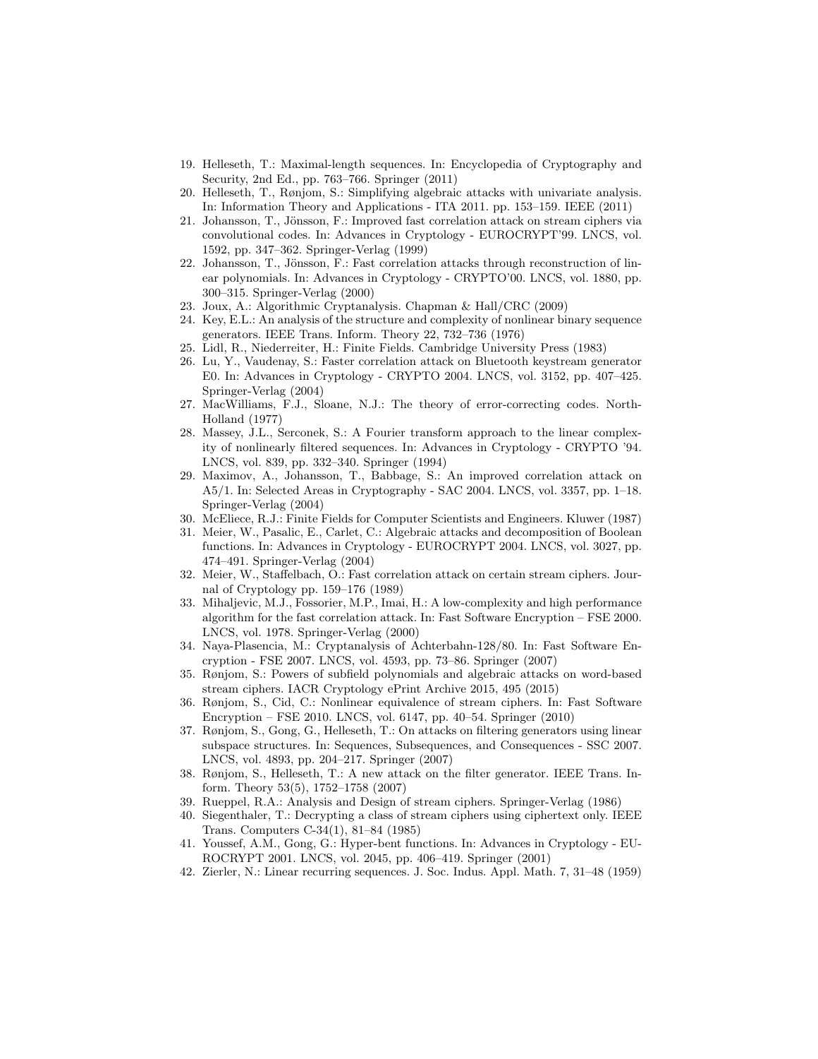19. Helleseth, T.: Maximal-length sequences. In: Encyclopedia of Cryptography and Security, 2nd Ed., pp. 763–766. Springer (2011)
20. Helleseth, T., Rønjom, S.: Simplifying algebraic attacks with univariate analysis. In: Information Theory and Applications - ITA 2011. pp. 153–159. IEEE (2011)
21. Johansson, T., Jönsson, F.: Improved fast correlation attack on stream ciphers via convolutional codes. In: Advances in Cryptology - EUROCRYPT'99. LNCS, vol. 1592, pp. 347–362. Springer-Verlag (1999)
22. Johansson, T., Jönsson, F.: Fast correlation attacks through reconstruction of linear polynomials. In: Advances in Cryptology - CRYPTO'00. LNCS, vol. 1880, pp. 300–315. Springer-Verlag (2000)
23. Joux, A.: Algorithmic Cryptanalysis. Chapman & Hall/CRC (2009)
24. Key, E.L.: An analysis of the structure and complexity of nonlinear binary sequence generators. IEEE Trans. Inform. Theory 22, 732–736 (1976)
25. Lidl, R., Niederreiter, H.: Finite Fields. Cambridge University Press (1983)
26. Lu, Y., Vaudenay, S.: Faster correlation attack on Bluetooth keystream generator E0. In: Advances in Cryptology - CRYPTO 2004. LNCS, vol. 3152, pp. 407–425. Springer-Verlag (2004)
27. MacWilliams, F.J., Sloane, N.J.: The theory of error-correcting codes. North-Holland (1977)
28. Massey, J.L., Serconek, S.: A Fourier transform approach to the linear complexity of nonlinearly filtered sequences. In: Advances in Cryptology - CRYPTO '94. LNCS, vol. 839, pp. 332–340. Springer (1994)
29. Maximov, A., Johansson, T., Babbage, S.: An improved correlation attack on A5/1. In: Selected Areas in Cryptography - SAC 2004. LNCS, vol. 3357, pp. 1–18. Springer-Verlag (2004)
30. McEliece, R.J.: Finite Fields for Computer Scientists and Engineers. Kluwer (1987)
31. Meier, W., Pasalic, E., Carlet, C.: Algebraic attacks and decomposition of Boolean functions. In: Advances in Cryptology - EUROCRYPT 2004. LNCS, vol. 3027, pp. 474–491. Springer-Verlag (2004)
32. Meier, W., Staffelbach, O.: Fast correlation attack on certain stream ciphers. Journal of Cryptology pp. 159–176 (1989)
33. Mihaljevic, M.J., Fossorier, M.P., Imai, H.: A low-complexity and high performance algorithm for the fast correlation attack. In: Fast Software Encryption – FSE 2000. LNCS, vol. 1978. Springer-Verlag (2000)
34. Naya-Plasencia, M.: Cryptanalysis of Achterbahn-128/80. In: Fast Software Encryption - FSE 2007. LNCS, vol. 4593, pp. 73–86. Springer (2007)
35. Rønjom, S.: Powers of subfield polynomials and algebraic attacks on word-based stream ciphers. IACR Cryptology ePrint Archive 2015, 495 (2015)
36. Rønjom, S., Cid, C.: Nonlinear equivalence of stream ciphers. In: Fast Software Encryption – FSE 2010. LNCS, vol. 6147, pp. 40–54. Springer (2010)
37. Rønjom, S., Gong, G., Helleseth, T.: On attacks on filtering generators using linear subspace structures. In: Sequences, Subsequences, and Consequences - SSC 2007. LNCS, vol. 4893, pp. 204–217. Springer (2007)
38. Rønjom, S., Helleseth, T.: A new attack on the filter generator. IEEE Trans. Inform. Theory 53(5), 1752–1758 (2007)
39. Rueppel, R.A.: Analysis and Design of stream ciphers. Springer-Verlag (1986)
40. Siegenthaler, T.: Decrypting a class of stream ciphers using ciphertext only. IEEE Trans. Computers C-34(1), 81–84 (1985)
41. Youssef, A.M., Gong, G.: Hyper-bent functions. In: Advances in Cryptology - EUROCRYPT 2001. LNCS, vol. 2045, pp. 406–419. Springer (2001)
42. Zierler, N.: Linear recurring sequences. J. Soc. Indus. Appl. Math. 7, 31–48 (1959)